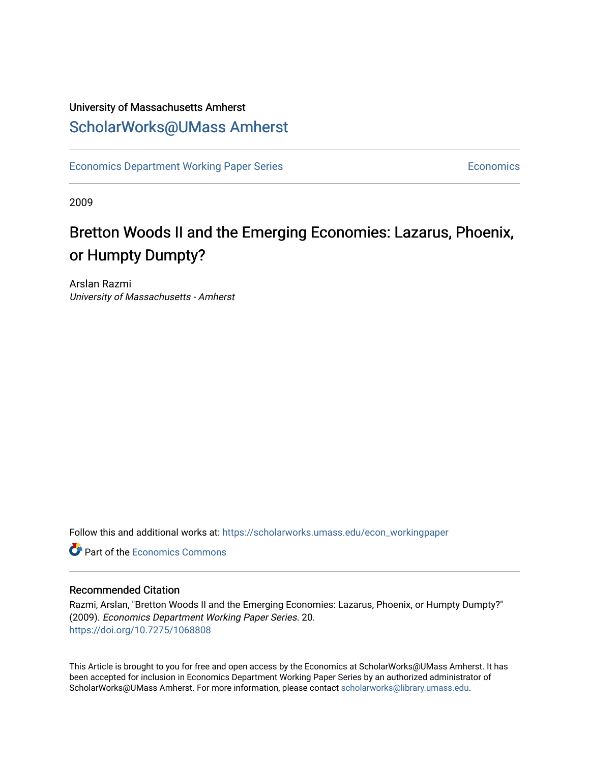University of Massachusetts Amherst

[ScholarWorks@UMass Amherst](https://scholarworks.umass.edu)

Economics Department Working Paper Series | Economics

2009

# Bretton Woods II and the Emerging Economies: Lazarus, Phoenix, or Humpty Dumpty?

Arslan Razmi
*University of Massachusetts - Amherst*

Follow this and additional works at: https://scholarworks.umass.edu/econ_workingpaper

Part of the Economics Commons

## Recommended Citation

Razmi, Arslan, "Bretton Woods II and the Emerging Economies: Lazarus, Phoenix, or Humpty Dumpty?" (2009). *Economics Department Working Paper Series*. 20.
https://doi.org/10.7275/1068808

This Article is brought to you for free and open access by the Economics at ScholarWorks@UMass Amherst. It has been accepted for inclusion in Economics Department Working Paper Series by an authorized administrator of ScholarWorks@UMass Amherst. For more information, please contact scholarworks@library.umass.edu.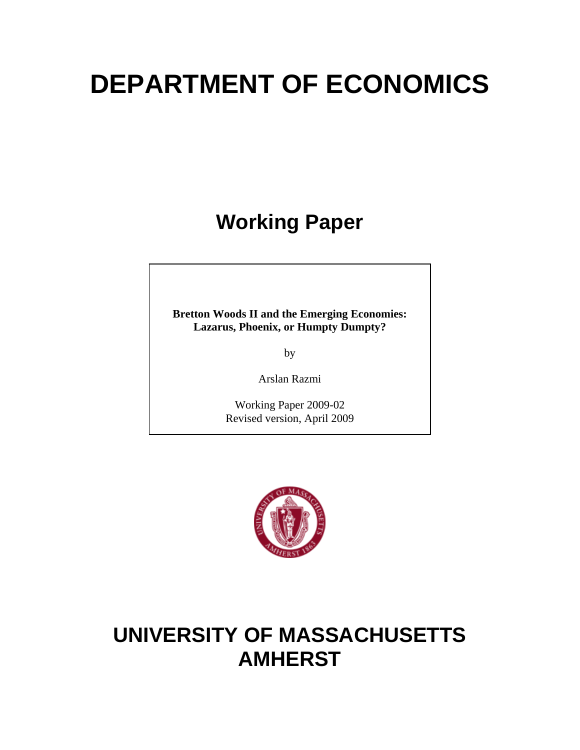# DEPARTMENT OF ECONOMICS

## Working Paper

**Bretton Woods II and the Emerging Economies: Lazarus, Phoenix, or Humpty Dumpty?**

by

Arslan Razmi

Working Paper 2009-02
Revised version, April 2009

# UNIVERSITY OF MASSACHUSETTS AMHERST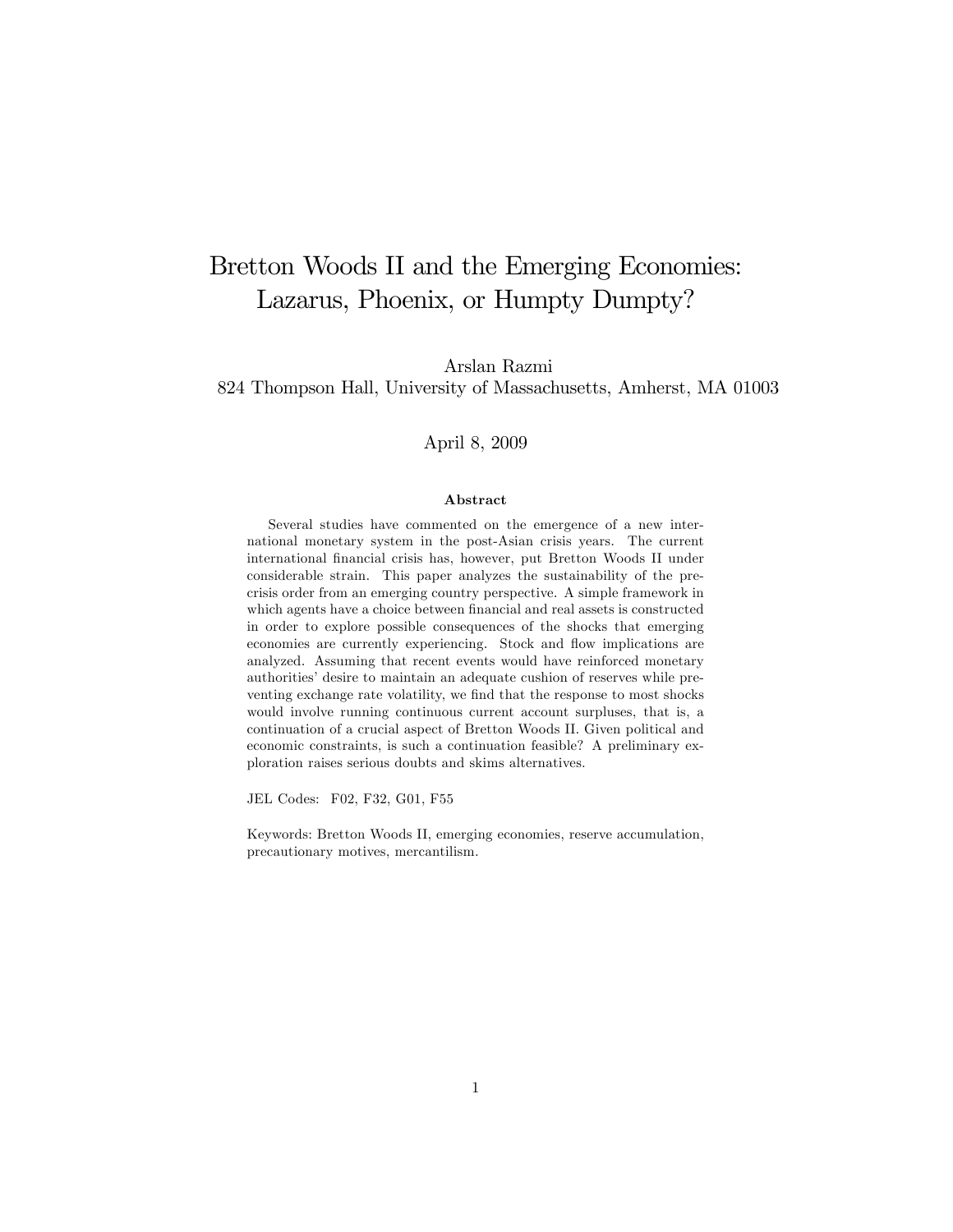# Bretton Woods II and the Emerging Economies: Lazarus, Phoenix, or Humpty Dumpty?

Arslan Razmi
824 Thompson Hall, University of Massachusetts, Amherst, MA 01003

April 8, 2009

### Abstract

Several studies have commented on the emergence of a new international monetary system in the post-Asian crisis years. The current international financial crisis has, however, put Bretton Woods II under considerable strain. This paper analyzes the sustainability of the pre-crisis order from an emerging country perspective. A simple framework in which agents have a choice between financial and real assets is constructed in order to explore possible consequences of the shocks that emerging economies are currently experiencing. Stock and flow implications are analyzed. Assuming that recent events would have reinforced monetary authorities' desire to maintain an adequate cushion of reserves while preventing exchange rate volatility, we find that the response to most shocks would involve running continuous current account surpluses, that is, a continuation of a crucial aspect of Bretton Woods II. Given political and economic constraints, is such a continuation feasible? A preliminary exploration raises serious doubts and skims alternatives.

JEL Codes: F02, F32, G01, F55

Keywords: Bretton Woods II, emerging economies, reserve accumulation, precautionary motives, mercantilism.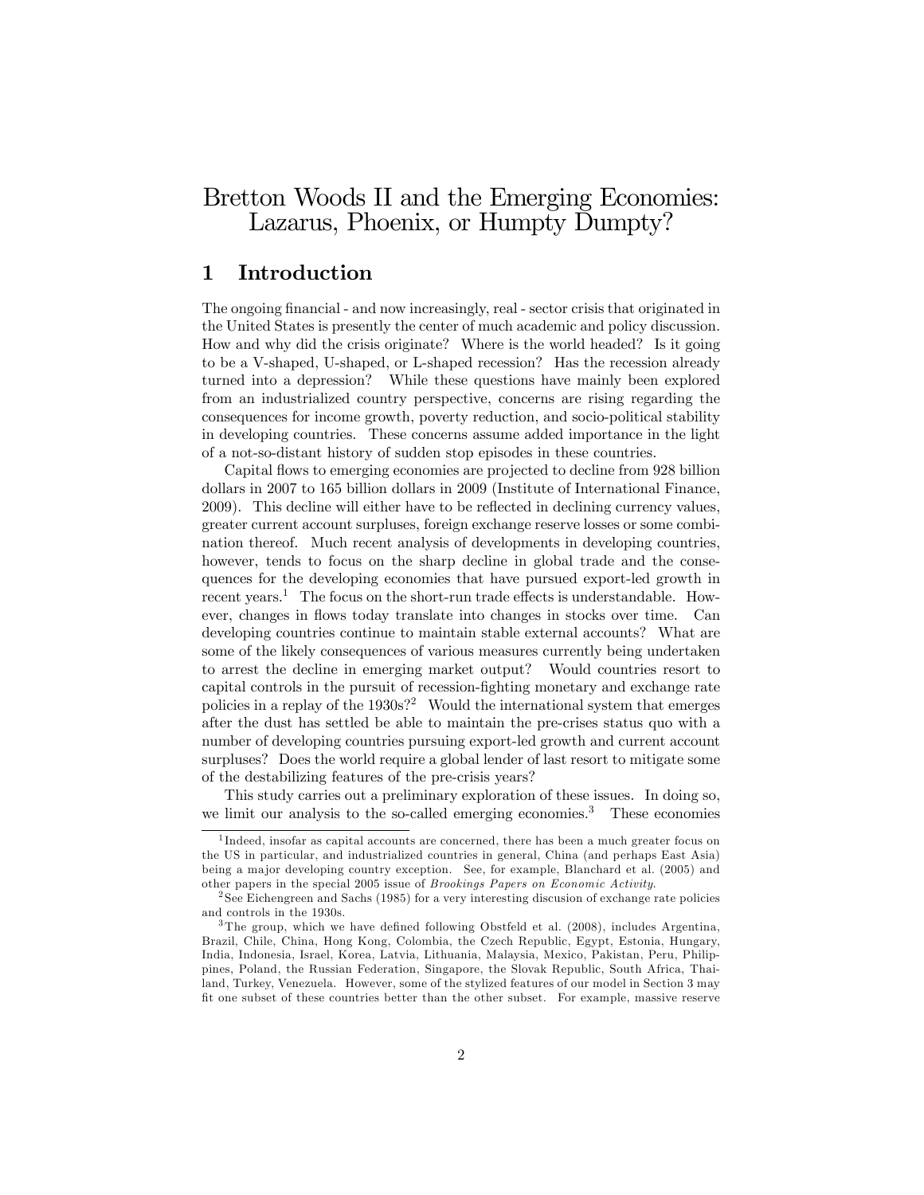# Bretton Woods II and the Emerging Economies: Lazarus, Phoenix, or Humpty Dumpty?

## 1 Introduction

The ongoing financial - and now increasingly, real - sector crisis that originated in the United States is presently the center of much academic and policy discussion. How and why did the crisis originate? Where is the world headed? Is it going to be a V-shaped, U-shaped, or L-shaped recession? Has the recession already turned into a depression? While these questions have mainly been explored from an industrialized country perspective, concerns are rising regarding the consequences for income growth, poverty reduction, and socio-political stability in developing countries. These concerns assume added importance in the light of a not-so-distant history of sudden stop episodes in these countries.

Capital flows to emerging economies are projected to decline from 928 billion dollars in 2007 to 165 billion dollars in 2009 (Institute of International Finance, 2009). This decline will either have to be reflected in declining currency values, greater current account surpluses, foreign exchange reserve losses or some combination thereof. Much recent analysis of developments in developing countries, however, tends to focus on the sharp decline in global trade and the consequences for the developing economies that have pursued export-led growth in recent years.[1] The focus on the short-run trade effects is understandable. However, changes in flows today translate into changes in stocks over time. Can developing countries continue to maintain stable external accounts? What are some of the likely consequences of various measures currently being undertaken to arrest the decline in emerging market output? Would countries resort to capital controls in the pursuit of recession-fighting monetary and exchange rate policies in a replay of the 1930s?[2] Would the international system that emerges after the dust has settled be able to maintain the pre-crises status quo with a number of developing countries pursuing export-led growth and current account surpluses? Does the world require a global lender of last resort to mitigate some of the destabilizing features of the pre-crisis years?

This study carries out a preliminary exploration of these issues. In doing so, we limit our analysis to the so-called emerging economies.[3] These economies

---

[1] Indeed, insofar as capital accounts are concerned, there has been a much greater focus on the US in particular, and industrialized countries in general, China (and perhaps East Asia) being a major developing country exception. See, for example, Blanchard et al. (2005) and other papers in the special 2005 issue of *Brookings Papers on Economic Activity*.

[2] See Eichengreen and Sachs (1985) for a very interesting discusion of exchange rate policies and controls in the 1930s.

[3] The group, which we have defined following Obstfeld et al. (2008), includes Argentina, Brazil, Chile, China, Hong Kong, Colombia, the Czech Republic, Egypt, Estonia, Hungary, India, Indonesia, Israel, Korea, Latvia, Lithuania, Malaysia, Mexico, Pakistan, Peru, Philippines, Poland, the Russian Federation, Singapore, the Slovak Republic, South Africa, Thailand, Turkey, Venezuela. However, some of the stylized features of our model in Section 3 may fit one subset of these countries better than the other subset. For example, massive reserve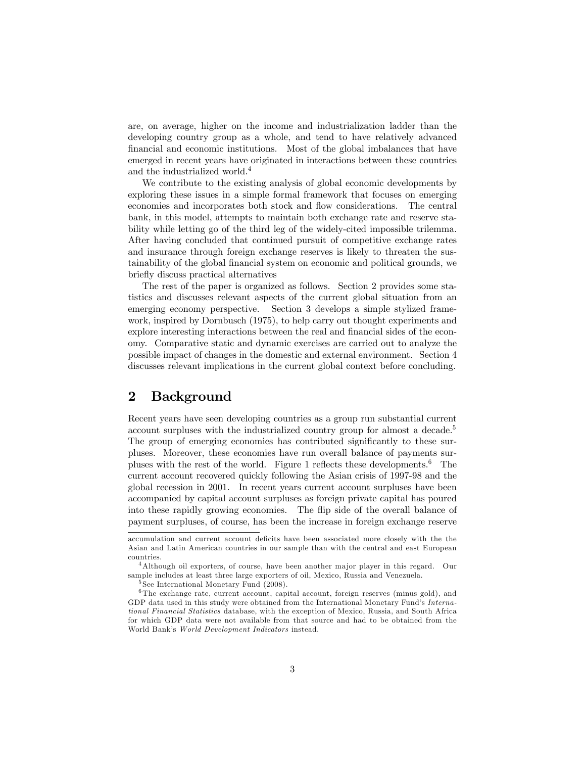are, on average, higher on the income and industrialization ladder than the developing country group as a whole, and tend to have relatively advanced financial and economic institutions. Most of the global imbalances that have emerged in recent years have originated in interactions between these countries and the industrialized world.[4]

We contribute to the existing analysis of global economic developments by exploring these issues in a simple formal framework that focuses on emerging economies and incorporates both stock and flow considerations. The central bank, in this model, attempts to maintain both exchange rate and reserve stability while letting go of the third leg of the widely-cited impossible trilemma. After having concluded that continued pursuit of competitive exchange rates and insurance through foreign exchange reserves is likely to threaten the sustainability of the global financial system on economic and political grounds, we briefly discuss practical alternatives

The rest of the paper is organized as follows. Section 2 provides some statistics and discusses relevant aspects of the current global situation from an emerging economy perspective. Section 3 develops a simple stylized framework, inspired by Dornbusch (1975), to help carry out thought experiments and explore interesting interactions between the real and financial sides of the economy. Comparative static and dynamic exercises are carried out to analyze the possible impact of changes in the domestic and external environment. Section 4 discusses relevant implications in the current global context before concluding.

## 2 Background

Recent years have seen developing countries as a group run substantial current account surpluses with the industrialized country group for almost a decade.[5] The group of emerging economies has contributed significantly to these surpluses. Moreover, these economies have run overall balance of payments surpluses with the rest of the world. Figure 1 reflects these developments.[6] The current account recovered quickly following the Asian crisis of 1997-98 and the global recession in 2001. In recent years current account surpluses have been accompanied by capital account surpluses as foreign private capital has poured into these rapidly growing economies. The flip side of the overall balance of payment surpluses, of course, has been the increase in foreign exchange reserve

---

accumulation and current account deficits have been associated more closely with the the Asian and Latin American countries in our sample than with the central and east European countries.

[4] Although oil exporters, of course, have been another major player in this regard. Our sample includes at least three large exporters of oil, Mexico, Russia and Venezuela.

[5] See International Monetary Fund (2008).

[6] The exchange rate, current account, capital account, foreign reserves (minus gold), and GDP data used in this study were obtained from the International Monetary Fund's *International Financial Statistics* database, with the exception of Mexico, Russia, and South Africa for which GDP data were not available from that source and had to be obtained from the World Bank's *World Development Indicators* instead.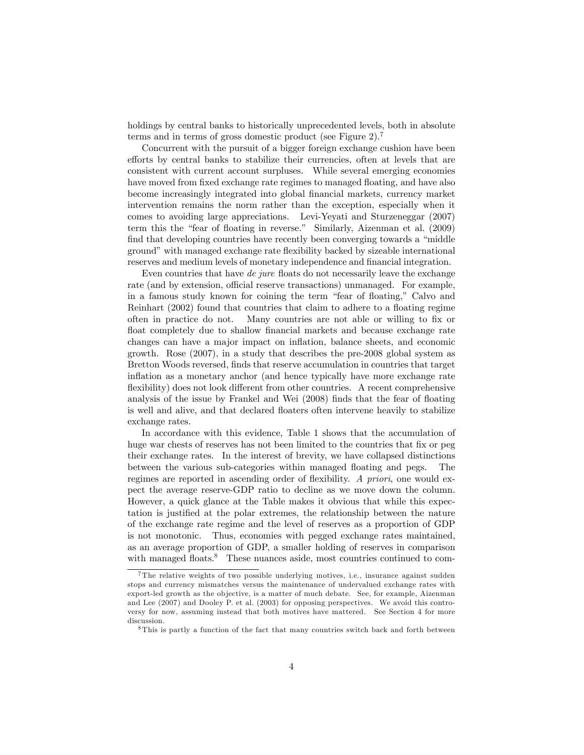holdings by central banks to historically unprecedented levels, both in absolute terms and in terms of gross domestic product (see Figure 2).[7]

Concurrent with the pursuit of a bigger foreign exchange cushion have been efforts by central banks to stabilize their currencies, often at levels that are consistent with current account surpluses. While several emerging economies have moved from fixed exchange rate regimes to managed floating, and have also become increasingly integrated into global financial markets, currency market intervention remains the norm rather than the exception, especially when it comes to avoiding large appreciations. Levi-Yeyati and Sturzeneggar (2007) term this the "fear of floating in reverse." Similarly, Aizenman et al. (2009) find that developing countries have recently been converging towards a "middle ground" with managed exchange rate flexibility backed by sizeable international reserves and medium levels of monetary independence and financial integration.

Even countries that have *de jure* floats do not necessarily leave the exchange rate (and by extension, official reserve transactions) unmanaged. For example, in a famous study known for coining the term "fear of floating," Calvo and Reinhart (2002) found that countries that claim to adhere to a floating regime often in practice do not. Many countries are not able or willing to fix or float completely due to shallow financial markets and because exchange rate changes can have a major impact on inflation, balance sheets, and economic growth. Rose (2007), in a study that describes the pre-2008 global system as Bretton Woods reversed, finds that reserve accumulation in countries that target inflation as a monetary anchor (and hence typically have more exchange rate flexibility) does not look different from other countries. A recent comprehensive analysis of the issue by Frankel and Wei (2008) finds that the fear of floating is well and alive, and that declared floaters often intervene heavily to stabilize exchange rates.

In accordance with this evidence, Table 1 shows that the accumulation of huge war chests of reserves has not been limited to the countries that fix or peg their exchange rates. In the interest of brevity, we have collapsed distinctions between the various sub-categories within managed floating and pegs. The regimes are reported in ascending order of flexibility. *A priori*, one would expect the average reserve-GDP ratio to decline as we move down the column. However, a quick glance at the Table makes it obvious that while this expectation is justified at the polar extremes, the relationship between the nature of the exchange rate regime and the level of reserves as a proportion of GDP is not monotonic. Thus, economies with pegged exchange rates maintained, as an average proportion of GDP, a smaller holding of reserves in comparison with managed floats.[8] These nuances aside, most countries continued to com-

---

[7] The relative weights of two possible underlying motives, i.e., insurance against sudden stops and currency mismatches versus the maintenance of undervalued exchange rates with export-led growth as the objective, is a matter of much debate. See, for example, Aizenman and Lee (2007) and Dooley P. et al. (2003) for opposing perspectives. We avoid this controversy for now, assuming instead that both motives have mattered. See Section 4 for more discussion.

[8] This is partly a function of the fact that many countries switch back and forth between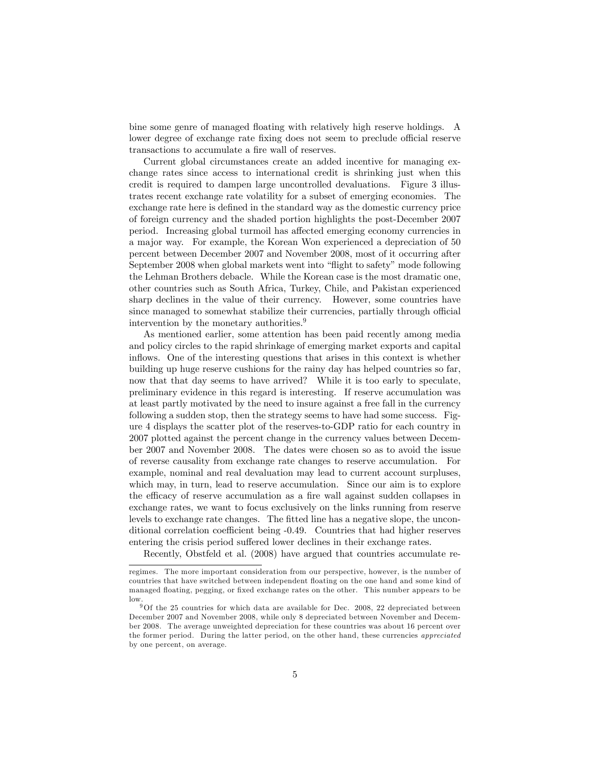bine some genre of managed floating with relatively high reserve holdings. A lower degree of exchange rate fixing does not seem to preclude official reserve transactions to accumulate a fire wall of reserves.

Current global circumstances create an added incentive for managing exchange rates since access to international credit is shrinking just when this credit is required to dampen large uncontrolled devaluations. Figure 3 illustrates recent exchange rate volatility for a subset of emerging economies. The exchange rate here is defined in the standard way as the domestic currency price of foreign currency and the shaded portion highlights the post-December 2007 period. Increasing global turmoil has affected emerging economy currencies in a major way. For example, the Korean Won experienced a depreciation of 50 percent between December 2007 and November 2008, most of it occurring after September 2008 when global markets went into "flight to safety" mode following the Lehman Brothers debacle. While the Korean case is the most dramatic one, other countries such as South Africa, Turkey, Chile, and Pakistan experienced sharp declines in the value of their currency. However, some countries have since managed to somewhat stabilize their currencies, partially through official intervention by the monetary authorities.[9]

As mentioned earlier, some attention has been paid recently among media and policy circles to the rapid shrinkage of emerging market exports and capital inflows. One of the interesting questions that arises in this context is whether building up huge reserve cushions for the rainy day has helped countries so far, now that that day seems to have arrived? While it is too early to speculate, preliminary evidence in this regard is interesting. If reserve accumulation was at least partly motivated by the need to insure against a free fall in the currency following a sudden stop, then the strategy seems to have had some success. Figure 4 displays the scatter plot of the reserves-to-GDP ratio for each country in 2007 plotted against the percent change in the currency values between December 2007 and November 2008. The dates were chosen so as to avoid the issue of reverse causality from exchange rate changes to reserve accumulation. For example, nominal and real devaluation may lead to current account surpluses, which may, in turn, lead to reserve accumulation. Since our aim is to explore the efficacy of reserve accumulation as a fire wall against sudden collapses in exchange rates, we want to focus exclusively on the links running from reserve levels to exchange rate changes. The fitted line has a negative slope, the unconditional correlation coefficient being -0.49. Countries that had higher reserves entering the crisis period suffered lower declines in their exchange rates.

Recently, Obstfeld et al. (2008) have argued that countries accumulate re-

---

regimes. The more important consideration from our perspective, however, is the number of countries that have switched between independent floating on the one hand and some kind of managed floating, pegging, or fixed exchange rates on the other. This number appears to be low.

[9] Of the 25 countries for which data are available for Dec. 2008, 22 depreciated between December 2007 and November 2008, while only 8 depreciated between November and December 2008. The average unweighted depreciation for these countries was about 16 percent over the former period. During the latter period, on the other hand, these currencies *appreciated* by one percent, on average.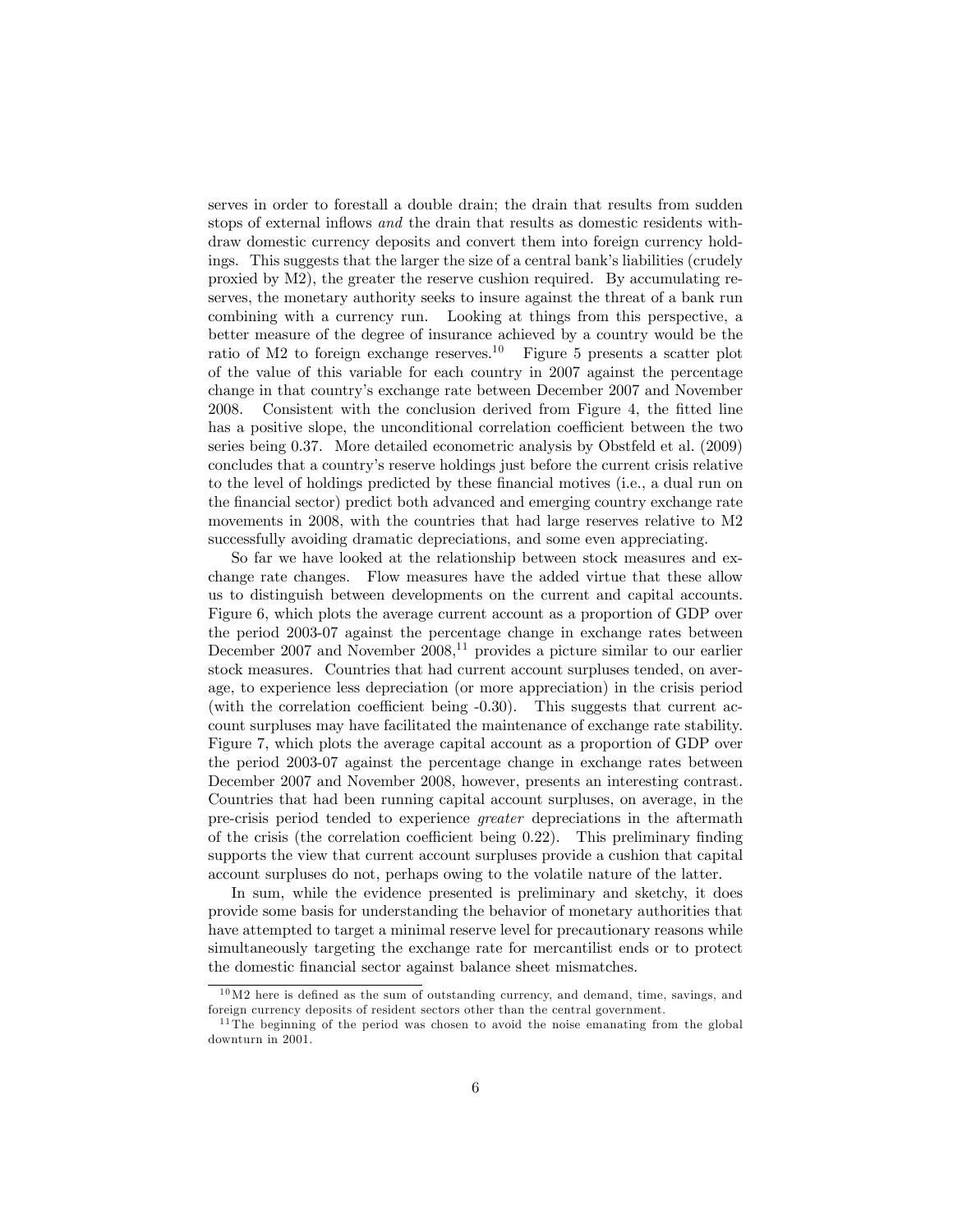serves in order to forestall a double drain; the drain that results from sudden stops of external inflows *and* the drain that results as domestic residents withdraw domestic currency deposits and convert them into foreign currency holdings. This suggests that the larger the size of a central bank's liabilities (crudely proxied by M2), the greater the reserve cushion required. By accumulating reserves, the monetary authority seeks to insure against the threat of a bank run combining with a currency run. Looking at things from this perspective, a better measure of the degree of insurance achieved by a country would be the ratio of M2 to foreign exchange reserves.[10] Figure 5 presents a scatter plot of the value of this variable for each country in 2007 against the percentage change in that country's exchange rate between December 2007 and November 2008. Consistent with the conclusion derived from Figure 4, the fitted line has a positive slope, the unconditional correlation coefficient between the two series being 0.37. More detailed econometric analysis by Obstfeld et al. (2009) concludes that a country's reserve holdings just before the current crisis relative to the level of holdings predicted by these financial motives (i.e., a dual run on the financial sector) predict both advanced and emerging country exchange rate movements in 2008, with the countries that had large reserves relative to M2 successfully avoiding dramatic depreciations, and some even appreciating.

So far we have looked at the relationship between stock measures and exchange rate changes. Flow measures have the added virtue that these allow us to distinguish between developments on the current and capital accounts. Figure 6, which plots the average current account as a proportion of GDP over the period 2003-07 against the percentage change in exchange rates between December 2007 and November 2008,[11] provides a picture similar to our earlier stock measures. Countries that had current account surpluses tended, on average, to experience less depreciation (or more appreciation) in the crisis period (with the correlation coefficient being -0.30). This suggests that current account surpluses may have facilitated the maintenance of exchange rate stability. Figure 7, which plots the average capital account as a proportion of GDP over the period 2003-07 against the percentage change in exchange rates between December 2007 and November 2008, however, presents an interesting contrast. Countries that had been running capital account surpluses, on average, in the pre-crisis period tended to experience *greater* depreciations in the aftermath of the crisis (the correlation coefficient being 0.22). This preliminary finding supports the view that current account surpluses provide a cushion that capital account surpluses do not, perhaps owing to the volatile nature of the latter.

In sum, while the evidence presented is preliminary and sketchy, it does provide some basis for understanding the behavior of monetary authorities that have attempted to target a minimal reserve level for precautionary reasons while simultaneously targeting the exchange rate for mercantilist ends or to protect the domestic financial sector against balance sheet mismatches.

---

[10] M2 here is defined as the sum of outstanding currency, and demand, time, savings, and foreign currency deposits of resident sectors other than the central government.

[11] The beginning of the period was chosen to avoid the noise emanating from the global downturn in 2001.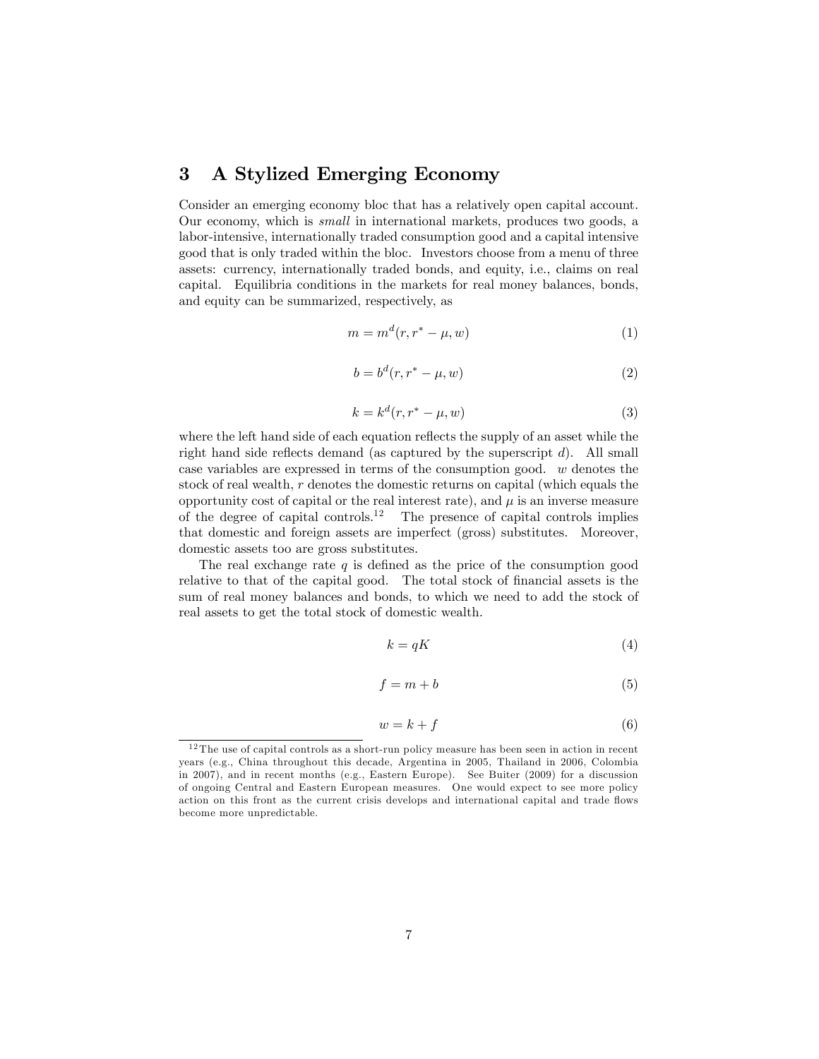# 3 A Stylized Emerging Economy

Consider an emerging economy bloc that has a relatively open capital account. Our economy, which is *small* in international markets, produces two goods, a labor-intensive, internationally traded consumption good and a capital intensive good that is only traded within the bloc. Investors choose from a menu of three assets: currency, internationally traded bonds, and equity, i.e., claims on real capital. Equilibria conditions in the markets for real money balances, bonds, and equity can be summarized, respectively, as

$$m = m^d(r, r^* - \mu, w) \tag{1}$$

$$b = b^d(r, r^* - \mu, w) \tag{2}$$

$$k = k^d(r, r^* - \mu, w) \tag{3}$$

where the left hand side of each equation reflects the supply of an asset while the right hand side reflects demand (as captured by the superscript $d$). All small case variables are expressed in terms of the consumption good. $w$ denotes the stock of real wealth, $r$ denotes the domestic returns on capital (which equals the opportunity cost of capital or the real interest rate), and $\mu$ is an inverse measure of the degree of capital controls.[12] The presence of capital controls implies that domestic and foreign assets are imperfect (gross) substitutes. Moreover, domestic assets too are gross substitutes.

The real exchange rate $q$ is defined as the price of the consumption good relative to that of the capital good. The total stock of financial assets is the sum of real money balances and bonds, to which we need to add the stock of real assets to get the total stock of domestic wealth.

$$k = qK \tag{4}$$

$$f = m + b \tag{5}$$

$$w = k + f \tag{6}$$

[12] The use of capital controls as a short-run policy measure has been seen in action in recent years (e.g., China throughout this decade, Argentina in 2005, Thailand in 2006, Colombia in 2007), and in recent months (e.g., Eastern Europe). See Buiter (2009) for a discussion of ongoing Central and Eastern European measures. One would expect to see more policy action on this front as the current crisis develops and international capital and trade flows become more unpredictable.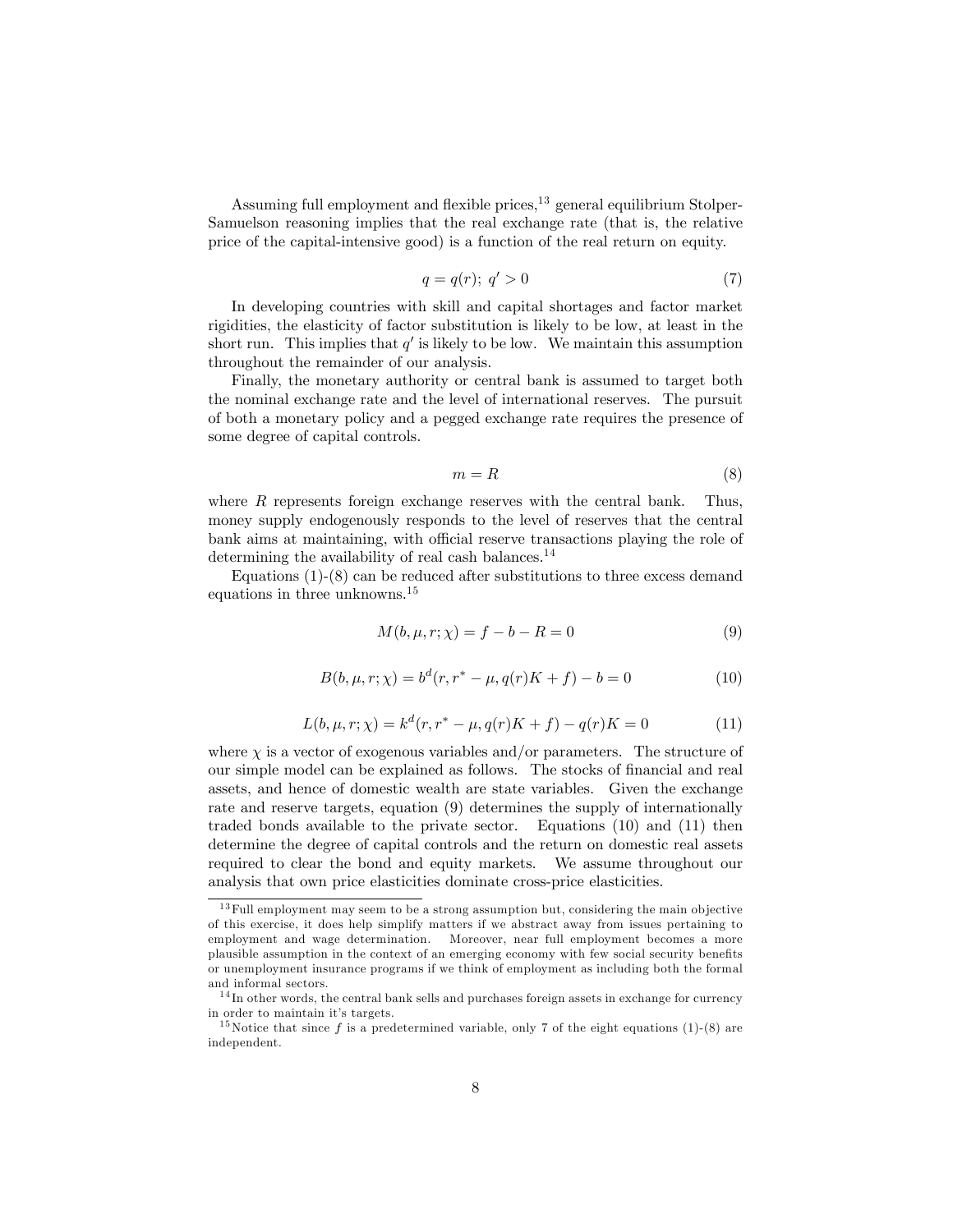Assuming full employment and flexible prices,[13] general equilibrium Stolper-Samuelson reasoning implies that the real exchange rate (that is, the relative price of the capital-intensive good) is a function of the real return on equity.

$$q = q(r);\; q' > 0 \tag{7}$$

In developing countries with skill and capital shortages and factor market rigidities, the elasticity of factor substitution is likely to be low, at least in the short run. This implies that $q'$ is likely to be low. We maintain this assumption throughout the remainder of our analysis.

Finally, the monetary authority or central bank is assumed to target both the nominal exchange rate and the level of international reserves. The pursuit of both a monetary policy and a pegged exchange rate requires the presence of some degree of capital controls.

$$m = R \tag{8}$$

where $R$ represents foreign exchange reserves with the central bank. Thus, money supply endogenously responds to the level of reserves that the central bank aims at maintaining, with official reserve transactions playing the role of determining the availability of real cash balances.[14]

Equations (1)-(8) can be reduced after substitutions to three excess demand equations in three unknowns.[15]

$$M(b, \mu, r; \chi) = f - b - R = 0 \tag{9}$$

$$B(b, \mu, r; \chi) = b^d(r, r^* - \mu, q(r)K + f) - b = 0 \tag{10}$$

$$L(b, \mu, r; \chi) = k^d(r, r^* - \mu, q(r)K + f) - q(r)K = 0 \tag{11}$$

where $\chi$ is a vector of exogenous variables and/or parameters. The structure of our simple model can be explained as follows. The stocks of financial and real assets, and hence of domestic wealth are state variables. Given the exchange rate and reserve targets, equation (9) determines the supply of internationally traded bonds available to the private sector. Equations (10) and (11) then determine the degree of capital controls and the return on domestic real assets required to clear the bond and equity markets. We assume throughout our analysis that own price elasticities dominate cross-price elasticities.

[13] Full employment may seem to be a strong assumption but, considering the main objective of this exercise, it does help simplify matters if we abstract away from issues pertaining to employment and wage determination. Moreover, near full employment becomes a more plausible assumption in the context of an emerging economy with few social security benefits or unemployment insurance programs if we think of employment as including both the formal and informal sectors.

[14] In other words, the central bank sells and purchases foreign assets in exchange for currency in order to maintain it's targets.

[15] Notice that since $f$ is a predetermined variable, only 7 of the eight equations (1)-(8) are independent.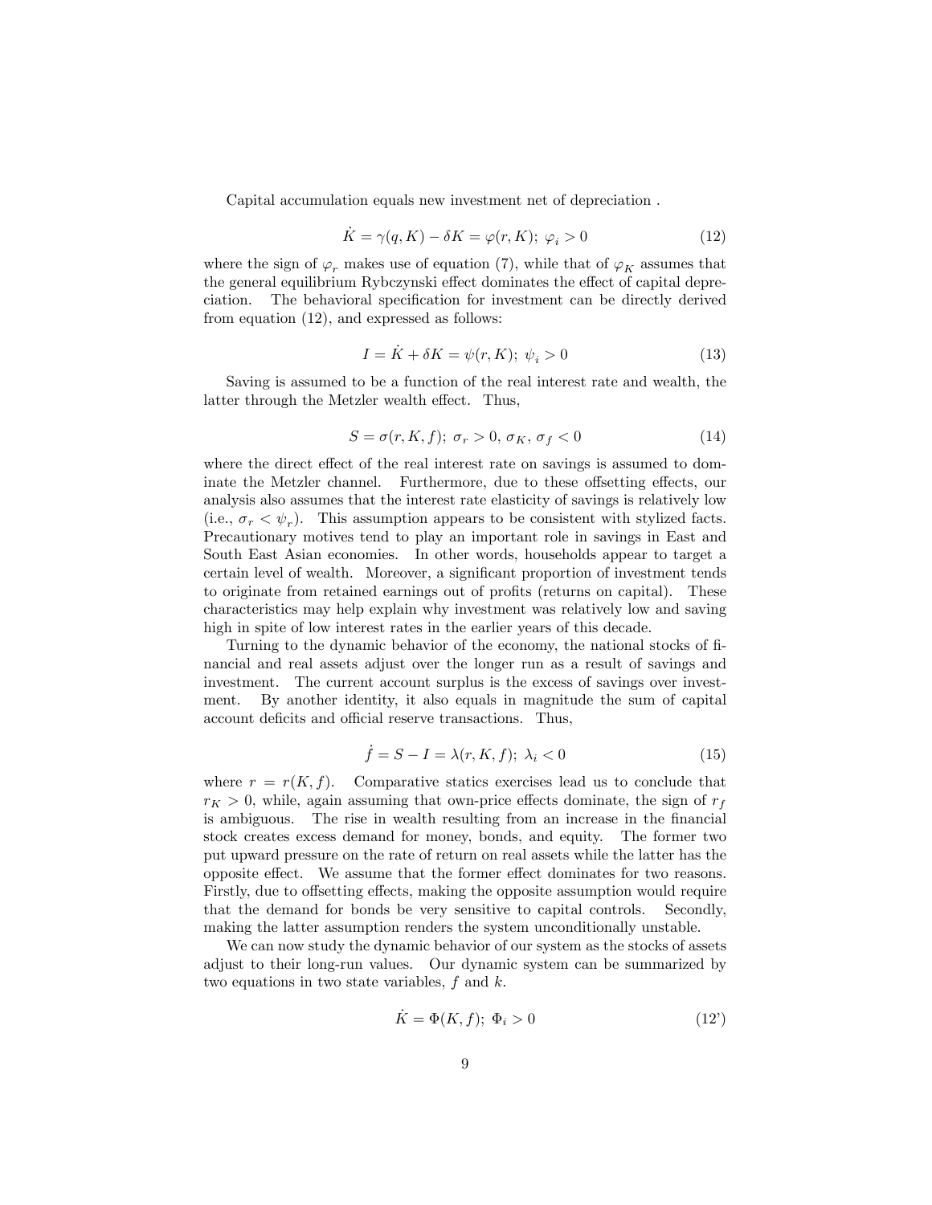Capital accumulation equals new investment net of depreciation .

$$\dot{K} = \gamma(q, K) - \delta K = \varphi(r, K);\ \varphi_i > 0 \tag{12}$$

where the sign of $\varphi_r$ makes use of equation (7), while that of $\varphi_K$ assumes that the general equilibrium Rybczynski effect dominates the effect of capital depreciation. The behavioral specification for investment can be directly derived from equation (12), and expressed as follows:

$$I = \dot{K} + \delta K = \psi(r, K);\ \psi_i > 0 \tag{13}$$

Saving is assumed to be a function of the real interest rate and wealth, the latter through the Metzler wealth effect. Thus,

$$S = \sigma(r, K, f);\ \sigma_r > 0,\ \sigma_K,\ \sigma_f < 0 \tag{14}$$

where the direct effect of the real interest rate on savings is assumed to dominate the Metzler channel. Furthermore, due to these offsetting effects, our analysis also assumes that the interest rate elasticity of savings is relatively low (i.e., $\sigma_r < \psi_r$). This assumption appears to be consistent with stylized facts. Precautionary motives tend to play an important role in savings in East and South East Asian economies. In other words, households appear to target a certain level of wealth. Moreover, a significant proportion of investment tends to originate from retained earnings out of profits (returns on capital). These characteristics may help explain why investment was relatively low and saving high in spite of low interest rates in the earlier years of this decade.

Turning to the dynamic behavior of the economy, the national stocks of financial and real assets adjust over the longer run as a result of savings and investment. The current account surplus is the excess of savings over investment. By another identity, it also equals in magnitude the sum of capital account deficits and official reserve transactions. Thus,

$$\dot{f} = S - I = \lambda(r, K, f);\ \lambda_i < 0 \tag{15}$$

where $r = r(K, f)$. Comparative statics exercises lead us to conclude that $r_K > 0$, while, again assuming that own-price effects dominate, the sign of $r_f$ is ambiguous. The rise in wealth resulting from an increase in the financial stock creates excess demand for money, bonds, and equity. The former two put upward pressure on the rate of return on real assets while the latter has the opposite effect. We assume that the former effect dominates for two reasons. Firstly, due to offsetting effects, making the opposite assumption would require that the demand for bonds be very sensitive to capital controls. Secondly, making the latter assumption renders the system unconditionally unstable.

We can now study the dynamic behavior of our system as the stocks of assets adjust to their long-run values. Our dynamic system can be summarized by two equations in two state variables, $f$ and $k$.

$$\dot{K} = \Phi(K, f);\ \Phi_i > 0 \tag{12'}$$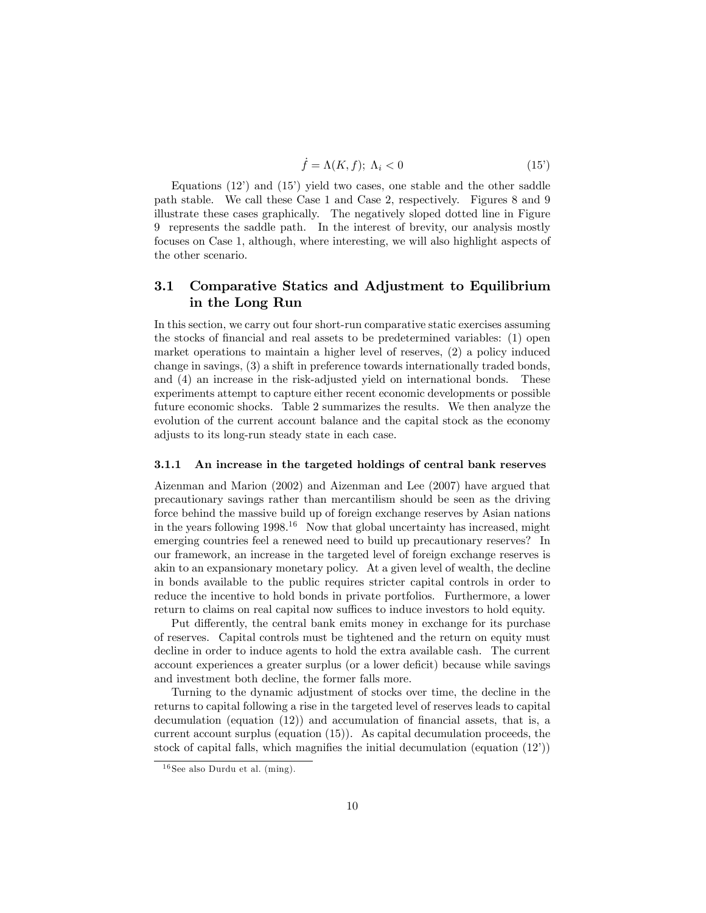$$\dot{f} = \Lambda(K, f);\ \Lambda_i < 0 \tag{15'}$$

Equations (12') and (15') yield two cases, one stable and the other saddle path stable. We call these Case 1 and Case 2, respectively. Figures 8 and 9 illustrate these cases graphically. The negatively sloped dotted line in Figure 9 represents the saddle path. In the interest of brevity, our analysis mostly focuses on Case 1, although, where interesting, we will also highlight aspects of the other scenario.

## 3.1 Comparative Statics and Adjustment to Equilibrium in the Long Run

In this section, we carry out four short-run comparative static exercises assuming the stocks of financial and real assets to be predetermined variables: (1) open market operations to maintain a higher level of reserves, (2) a policy induced change in savings, (3) a shift in preference towards internationally traded bonds, and (4) an increase in the risk-adjusted yield on international bonds. These experiments attempt to capture either recent economic developments or possible future economic shocks. Table 2 summarizes the results. We then analyze the evolution of the current account balance and the capital stock as the economy adjusts to its long-run steady state in each case.

### 3.1.1 An increase in the targeted holdings of central bank reserves

Aizenman and Marion (2002) and Aizenman and Lee (2007) have argued that precautionary savings rather than mercantilism should be seen as the driving force behind the massive build up of foreign exchange reserves by Asian nations in the years following 1998.[16] Now that global uncertainty has increased, might emerging countries feel a renewed need to build up precautionary reserves? In our framework, an increase in the targeted level of foreign exchange reserves is akin to an expansionary monetary policy. At a given level of wealth, the decline in bonds available to the public requires stricter capital controls in order to reduce the incentive to hold bonds in private portfolios. Furthermore, a lower return to claims on real capital now suffices to induce investors to hold equity.

Put differently, the central bank emits money in exchange for its purchase of reserves. Capital controls must be tightened and the return on equity must decline in order to induce agents to hold the extra available cash. The current account experiences a greater surplus (or a lower deficit) because while savings and investment both decline, the former falls more.

Turning to the dynamic adjustment of stocks over time, the decline in the returns to capital following a rise in the targeted level of reserves leads to capital decumulation (equation (12)) and accumulation of financial assets, that is, a current account surplus (equation (15)). As capital decumulation proceeds, the stock of capital falls, which magnifies the initial decumulation (equation (12'))

[16] See also Durdu et al. (ming).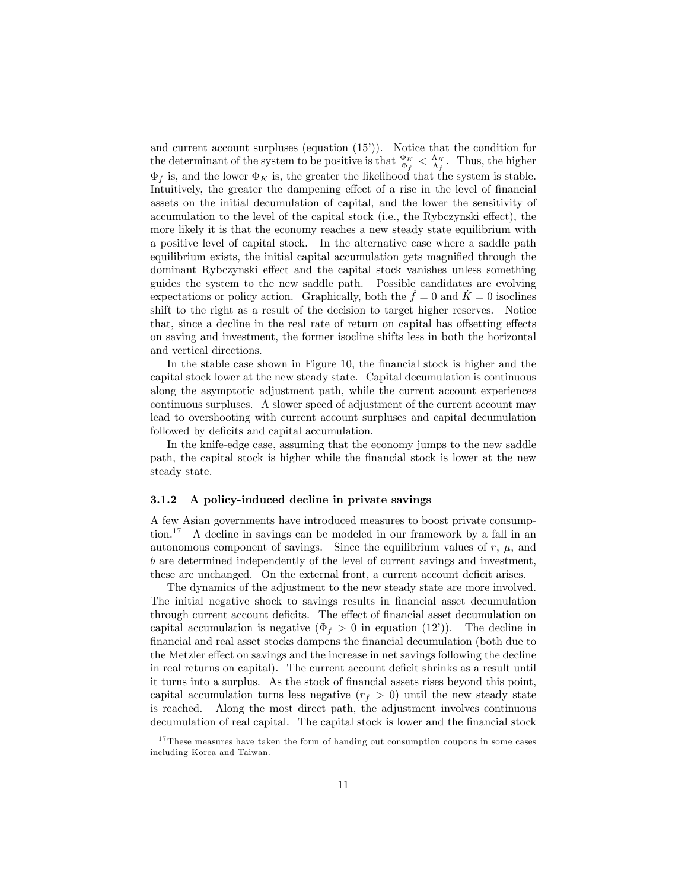and current account surpluses (equation (15')). Notice that the condition for the determinant of the system to be positive is that $\frac{\Phi_K}{\Phi_f} < \frac{\Lambda_K}{\Lambda_f}$. Thus, the higher $\Phi_f$ is, and the lower $\Phi_K$ is, the greater the likelihood that the system is stable. Intuitively, the greater the dampening effect of a rise in the level of financial assets on the initial decumulation of capital, and the lower the sensitivity of accumulation to the level of the capital stock (i.e., the Rybczynski effect), the more likely it is that the economy reaches a new steady state equilibrium with a positive level of capital stock. In the alternative case where a saddle path equilibrium exists, the initial capital accumulation gets magnified through the dominant Rybczynski effect and the capital stock vanishes unless something guides the system to the new saddle path. Possible candidates are evolving expectations or policy action. Graphically, both the $\dot{f} = 0$ and $\dot{K} = 0$ isoclines shift to the right as a result of the decision to target higher reserves. Notice that, since a decline in the real rate of return on capital has offsetting effects on saving and investment, the former isocline shifts less in both the horizontal and vertical directions.

In the stable case shown in Figure 10, the financial stock is higher and the capital stock lower at the new steady state. Capital decumulation is continuous along the asymptotic adjustment path, while the current account experiences continuous surpluses. A slower speed of adjustment of the current account may lead to overshooting with current account surpluses and capital decumulation followed by deficits and capital accumulation.

In the knife-edge case, assuming that the economy jumps to the new saddle path, the capital stock is higher while the financial stock is lower at the new steady state.

### 3.1.2 A policy-induced decline in private savings

A few Asian governments have introduced measures to boost private consumption.[17] A decline in savings can be modeled in our framework by a fall in an autonomous component of savings. Since the equilibrium values of $r$, $\mu$, and $b$ are determined independently of the level of current savings and investment, these are unchanged. On the external front, a current account deficit arises.

The dynamics of the adjustment to the new steady state are more involved. The initial negative shock to savings results in financial asset decumulation through current account deficits. The effect of financial asset decumulation on capital accumulation is negative ($\Phi_f > 0$ in equation (12')). The decline in financial and real asset stocks dampens the financial decumulation (both due to the Metzler effect on savings and the increase in net savings following the decline in real returns on capital). The current account deficit shrinks as a result until it turns into a surplus. As the stock of financial assets rises beyond this point, capital accumulation turns less negative ($r_f > 0$) until the new steady state is reached. Along the most direct path, the adjustment involves continuous decumulation of real capital. The capital stock is lower and the financial stock

[17] These measures have taken the form of handing out consumption coupons in some cases including Korea and Taiwan.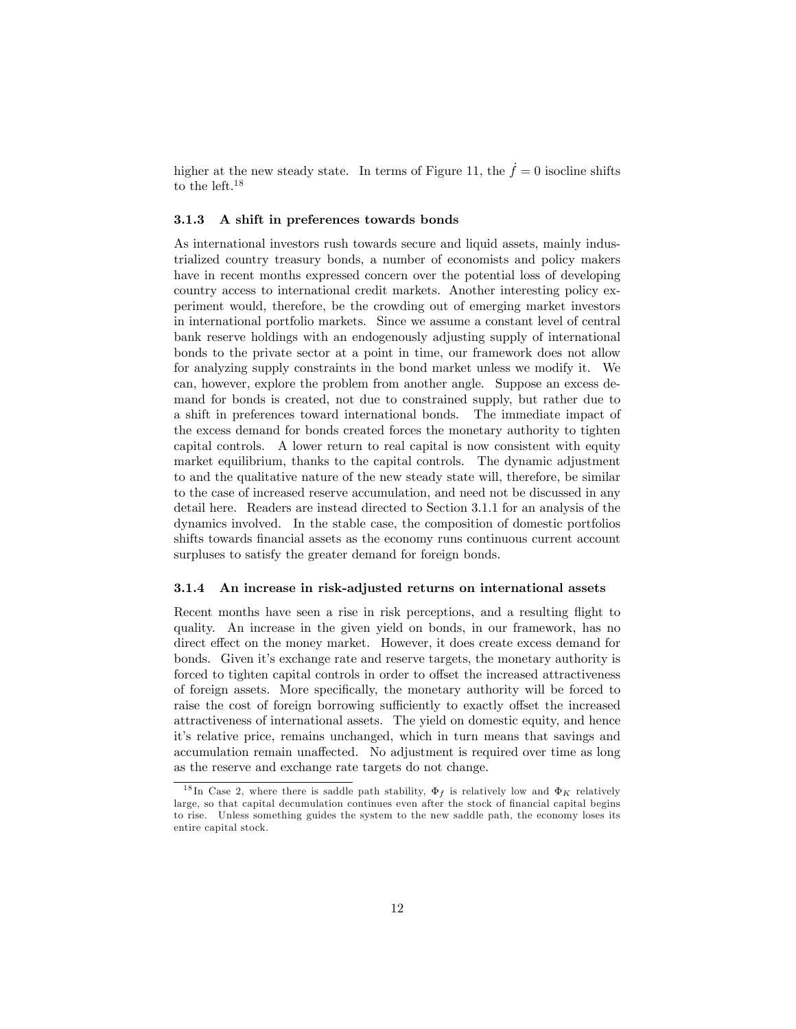higher at the new steady state. In terms of Figure 11, the $\dot{f} = 0$ isocline shifts to the left.[18]

### 3.1.3 A shift in preferences towards bonds

As international investors rush towards secure and liquid assets, mainly industrialized country treasury bonds, a number of economists and policy makers have in recent months expressed concern over the potential loss of developing country access to international credit markets. Another interesting policy experiment would, therefore, be the crowding out of emerging market investors in international portfolio markets. Since we assume a constant level of central bank reserve holdings with an endogenously adjusting supply of international bonds to the private sector at a point in time, our framework does not allow for analyzing supply constraints in the bond market unless we modify it. We can, however, explore the problem from another angle. Suppose an excess demand for bonds is created, not due to constrained supply, but rather due to a shift in preferences toward international bonds. The immediate impact of the excess demand for bonds created forces the monetary authority to tighten capital controls. A lower return to real capital is now consistent with equity market equilibrium, thanks to the capital controls. The dynamic adjustment to and the qualitative nature of the new steady state will, therefore, be similar to the case of increased reserve accumulation, and need not be discussed in any detail here. Readers are instead directed to Section 3.1.1 for an analysis of the dynamics involved. In the stable case, the composition of domestic portfolios shifts towards financial assets as the economy runs continuous current account surpluses to satisfy the greater demand for foreign bonds.

### 3.1.4 An increase in risk-adjusted returns on international assets

Recent months have seen a rise in risk perceptions, and a resulting flight to quality. An increase in the given yield on bonds, in our framework, has no direct effect on the money market. However, it does create excess demand for bonds. Given it's exchange rate and reserve targets, the monetary authority is forced to tighten capital controls in order to offset the increased attractiveness of foreign assets. More specifically, the monetary authority will be forced to raise the cost of foreign borrowing sufficiently to exactly offset the increased attractiveness of international assets. The yield on domestic equity, and hence it's relative price, remains unchanged, which in turn means that savings and accumulation remain unaffected. No adjustment is required over time as long as the reserve and exchange rate targets do not change.

[18] In Case 2, where there is saddle path stability, $\Phi_f$ is relatively low and $\Phi_K$ relatively large, so that capital decumulation continues even after the stock of financial capital begins to rise. Unless something guides the system to the new saddle path, the economy loses its entire capital stock.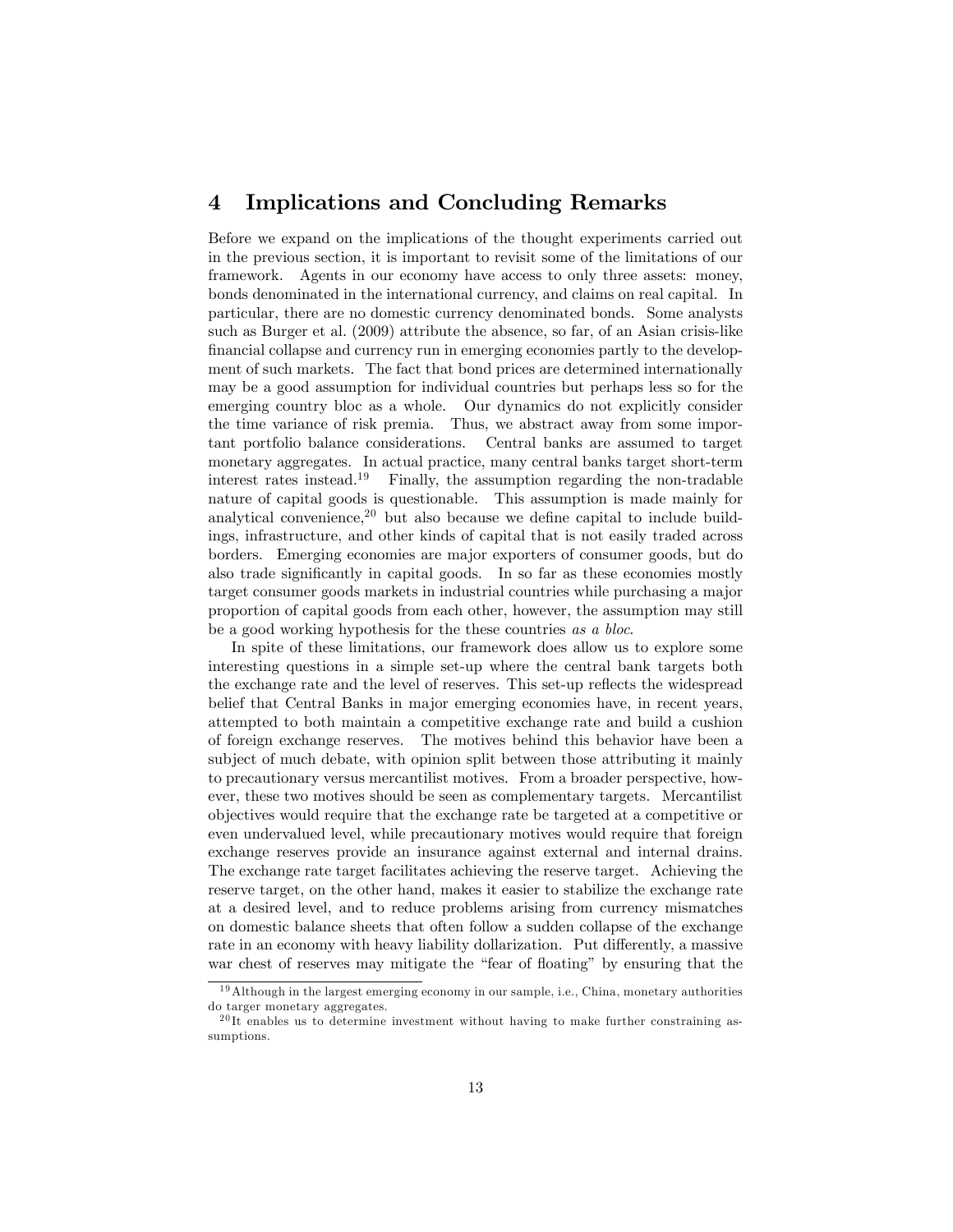# 4 Implications and Concluding Remarks

Before we expand on the implications of the thought experiments carried out in the previous section, it is important to revisit some of the limitations of our framework. Agents in our economy have access to only three assets: money, bonds denominated in the international currency, and claims on real capital. In particular, there are no domestic currency denominated bonds. Some analysts such as Burger et al. (2009) attribute the absence, so far, of an Asian crisis-like financial collapse and currency run in emerging economies partly to the development of such markets. The fact that bond prices are determined internationally may be a good assumption for individual countries but perhaps less so for the emerging country bloc as a whole. Our dynamics do not explicitly consider the time variance of risk premia. Thus, we abstract away from some important portfolio balance considerations. Central banks are assumed to target monetary aggregates. In actual practice, many central banks target short-term interest rates instead.[19] Finally, the assumption regarding the non-tradable nature of capital goods is questionable. This assumption is made mainly for analytical convenience,[20] but also because we define capital to include buildings, infrastructure, and other kinds of capital that is not easily traded across borders. Emerging economies are major exporters of consumer goods, but do also trade significantly in capital goods. In so far as these economies mostly target consumer goods markets in industrial countries while purchasing a major proportion of capital goods from each other, however, the assumption may still be a good working hypothesis for the these countries *as a bloc*.

In spite of these limitations, our framework does allow us to explore some interesting questions in a simple set-up where the central bank targets both the exchange rate and the level of reserves. This set-up reflects the widespread belief that Central Banks in major emerging economies have, in recent years, attempted to both maintain a competitive exchange rate and build a cushion of foreign exchange reserves. The motives behind this behavior have been a subject of much debate, with opinion split between those attributing it mainly to precautionary versus mercantilist motives. From a broader perspective, however, these two motives should be seen as complementary targets. Mercantilist objectives would require that the exchange rate be targeted at a competitive or even undervalued level, while precautionary motives would require that foreign exchange reserves provide an insurance against external and internal drains. The exchange rate target facilitates achieving the reserve target. Achieving the reserve target, on the other hand, makes it easier to stabilize the exchange rate at a desired level, and to reduce problems arising from currency mismatches on domestic balance sheets that often follow a sudden collapse of the exchange rate in an economy with heavy liability dollarization. Put differently, a massive war chest of reserves may mitigate the "fear of floating" by ensuring that the

[19] Although in the largest emerging economy in our sample, i.e., China, monetary authorities do targer monetary aggregates.

[20] It enables us to determine investment without having to make further constraining assumptions.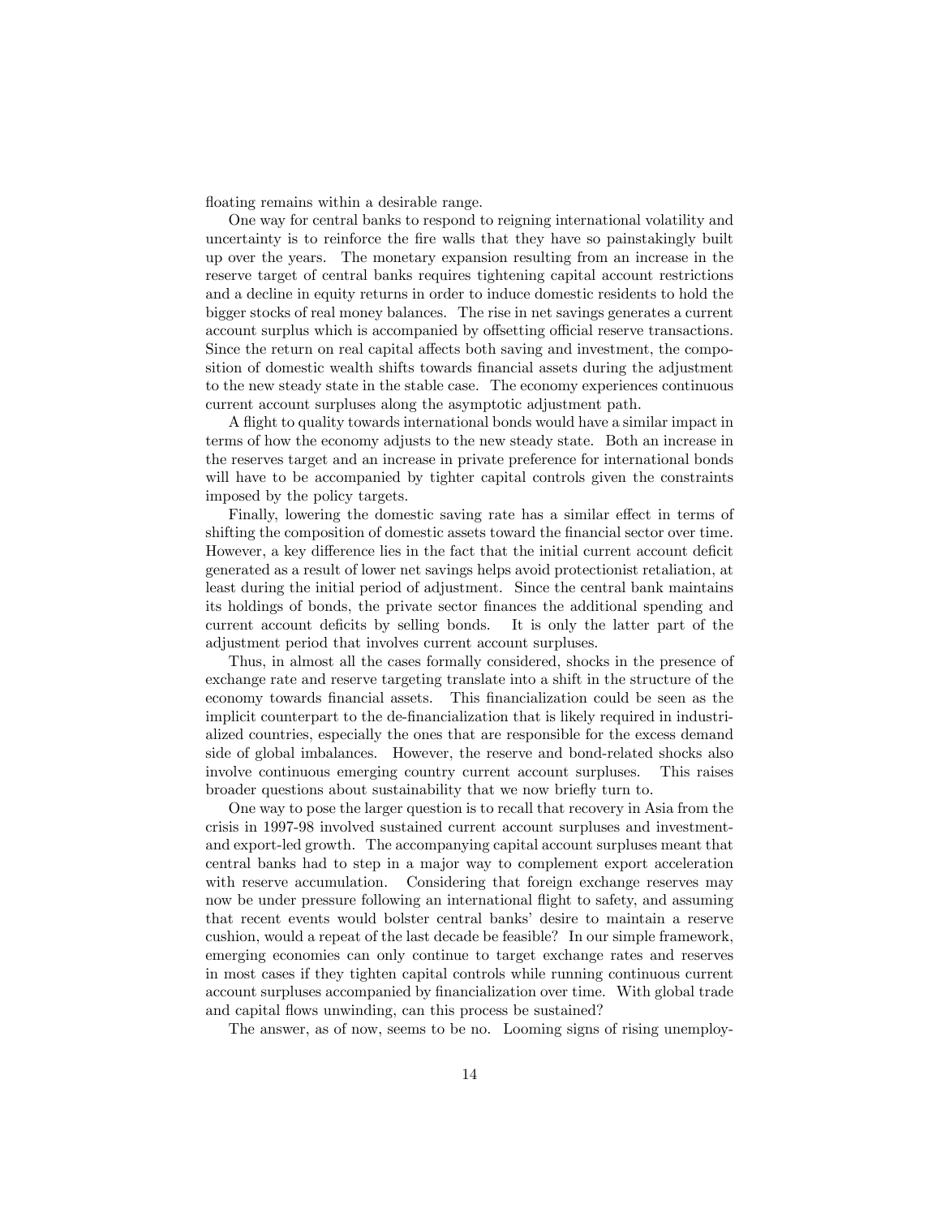floating remains within a desirable range.

One way for central banks to respond to reigning international volatility and uncertainty is to reinforce the fire walls that they have so painstakingly built up over the years. The monetary expansion resulting from an increase in the reserve target of central banks requires tightening capital account restrictions and a decline in equity returns in order to induce domestic residents to hold the bigger stocks of real money balances. The rise in net savings generates a current account surplus which is accompanied by offsetting official reserve transactions. Since the return on real capital affects both saving and investment, the composition of domestic wealth shifts towards financial assets during the adjustment to the new steady state in the stable case. The economy experiences continuous current account surpluses along the asymptotic adjustment path.

A flight to quality towards international bonds would have a similar impact in terms of how the economy adjusts to the new steady state. Both an increase in the reserves target and an increase in private preference for international bonds will have to be accompanied by tighter capital controls given the constraints imposed by the policy targets.

Finally, lowering the domestic saving rate has a similar effect in terms of shifting the composition of domestic assets toward the financial sector over time. However, a key difference lies in the fact that the initial current account deficit generated as a result of lower net savings helps avoid protectionist retaliation, at least during the initial period of adjustment. Since the central bank maintains its holdings of bonds, the private sector finances the additional spending and current account deficits by selling bonds. It is only the latter part of the adjustment period that involves current account surpluses.

Thus, in almost all the cases formally considered, shocks in the presence of exchange rate and reserve targeting translate into a shift in the structure of the economy towards financial assets. This financialization could be seen as the implicit counterpart to the de-financialization that is likely required in industrialized countries, especially the ones that are responsible for the excess demand side of global imbalances. However, the reserve and bond-related shocks also involve continuous emerging country current account surpluses. This raises broader questions about sustainability that we now briefly turn to.

One way to pose the larger question is to recall that recovery in Asia from the crisis in 1997-98 involved sustained current account surpluses and investment- and export-led growth. The accompanying capital account surpluses meant that central banks had to step in a major way to complement export acceleration with reserve accumulation. Considering that foreign exchange reserves may now be under pressure following an international flight to safety, and assuming that recent events would bolster central banks' desire to maintain a reserve cushion, would a repeat of the last decade be feasible? In our simple framework, emerging economies can only continue to target exchange rates and reserves in most cases if they tighten capital controls while running continuous current account surpluses accompanied by financialization over time. With global trade and capital flows unwinding, can this process be sustained?

The answer, as of now, seems to be no. Looming signs of rising unemploy-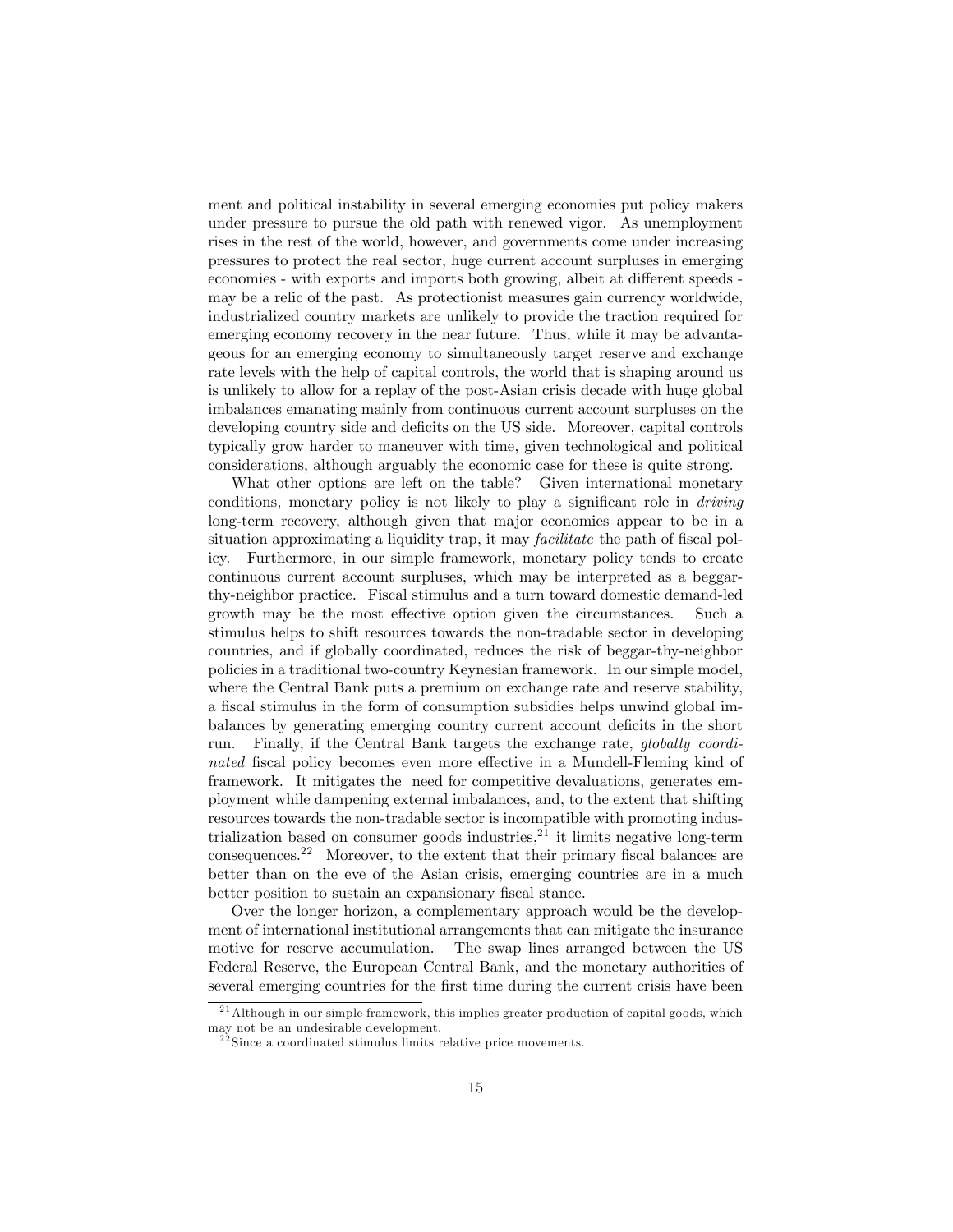ment and political instability in several emerging economies put policy makers under pressure to pursue the old path with renewed vigor. As unemployment rises in the rest of the world, however, and governments come under increasing pressures to protect the real sector, huge current account surpluses in emerging economies - with exports and imports both growing, albeit at different speeds - may be a relic of the past. As protectionist measures gain currency worldwide, industrialized country markets are unlikely to provide the traction required for emerging economy recovery in the near future. Thus, while it may be advantageous for an emerging economy to simultaneously target reserve and exchange rate levels with the help of capital controls, the world that is shaping around us is unlikely to allow for a replay of the post-Asian crisis decade with huge global imbalances emanating mainly from continuous current account surpluses on the developing country side and deficits on the US side. Moreover, capital controls typically grow harder to maneuver with time, given technological and political considerations, although arguably the economic case for these is quite strong.

What other options are left on the table? Given international monetary conditions, monetary policy is not likely to play a significant role in *driving* long-term recovery, although given that major economies appear to be in a situation approximating a liquidity trap, it may *facilitate* the path of fiscal policy. Furthermore, in our simple framework, monetary policy tends to create continuous current account surpluses, which may be interpreted as a beggar-thy-neighbor practice. Fiscal stimulus and a turn toward domestic demand-led growth may be the most effective option given the circumstances. Such a stimulus helps to shift resources towards the non-tradable sector in developing countries, and if globally coordinated, reduces the risk of beggar-thy-neighbor policies in a traditional two-country Keynesian framework. In our simple model, where the Central Bank puts a premium on exchange rate and reserve stability, a fiscal stimulus in the form of consumption subsidies helps unwind global imbalances by generating emerging country current account deficits in the short run. Finally, if the Central Bank targets the exchange rate, *globally coordinated* fiscal policy becomes even more effective in a Mundell-Fleming kind of framework. It mitigates the need for competitive devaluations, generates employment while dampening external imbalances, and, to the extent that shifting resources towards the non-tradable sector is incompatible with promoting industrialization based on consumer goods industries,[21] it limits negative long-term consequences.[22] Moreover, to the extent that their primary fiscal balances are better than on the eve of the Asian crisis, emerging countries are in a much better position to sustain an expansionary fiscal stance.

Over the longer horizon, a complementary approach would be the development of international institutional arrangements that can mitigate the insurance motive for reserve accumulation. The swap lines arranged between the US Federal Reserve, the European Central Bank, and the monetary authorities of several emerging countries for the first time during the current crisis have been

[21] Although in our simple framework, this implies greater production of capital goods, which may not be an undesirable development.

[22] Since a coordinated stimulus limits relative price movements.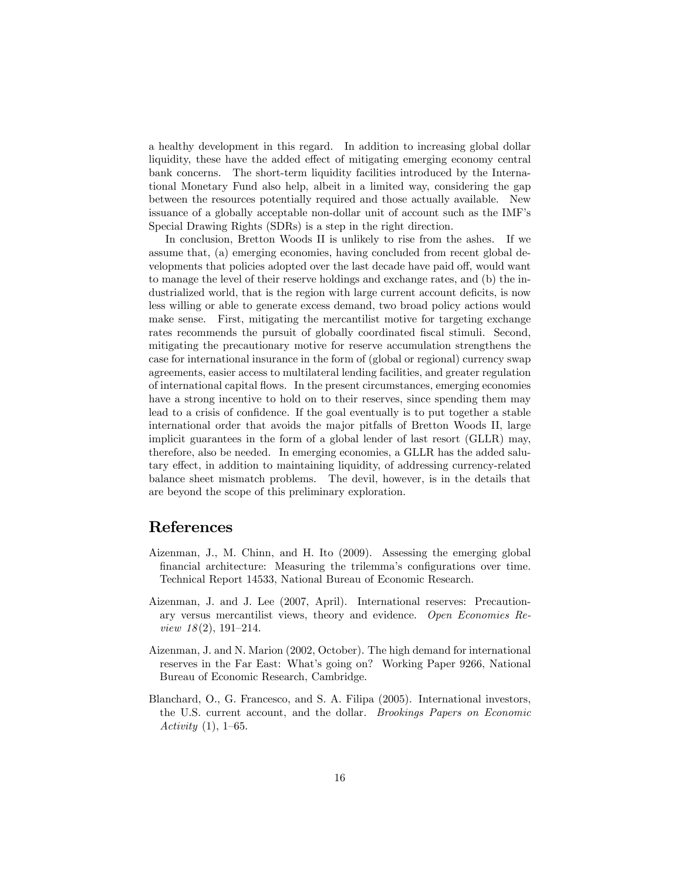a healthy development in this regard. In addition to increasing global dollar liquidity, these have the added effect of mitigating emerging economy central bank concerns. The short-term liquidity facilities introduced by the International Monetary Fund also help, albeit in a limited way, considering the gap between the resources potentially required and those actually available. New issuance of a globally acceptable non-dollar unit of account such as the IMF's Special Drawing Rights (SDRs) is a step in the right direction.

In conclusion, Bretton Woods II is unlikely to rise from the ashes. If we assume that, (a) emerging economies, having concluded from recent global developments that policies adopted over the last decade have paid off, would want to manage the level of their reserve holdings and exchange rates, and (b) the industrialized world, that is the region with large current account deficits, is now less willing or able to generate excess demand, two broad policy actions would make sense. First, mitigating the mercantilist motive for targeting exchange rates recommends the pursuit of globally coordinated fiscal stimuli. Second, mitigating the precautionary motive for reserve accumulation strengthens the case for international insurance in the form of (global or regional) currency swap agreements, easier access to multilateral lending facilities, and greater regulation of international capital flows. In the present circumstances, emerging economies have a strong incentive to hold on to their reserves, since spending them may lead to a crisis of confidence. If the goal eventually is to put together a stable international order that avoids the major pitfalls of Bretton Woods II, large implicit guarantees in the form of a global lender of last resort (GLLR) may, therefore, also be needed. In emerging economies, a GLLR has the added salutary effect, in addition to maintaining liquidity, of addressing currency-related balance sheet mismatch problems. The devil, however, is in the details that are beyond the scope of this preliminary exploration.

# References

Aizenman, J., M. Chinn, and H. Ito (2009). Assessing the emerging global financial architecture: Measuring the trilemma's configurations over time. Technical Report 14533, National Bureau of Economic Research.

Aizenman, J. and J. Lee (2007, April). International reserves: Precautionary versus mercantilist views, theory and evidence. *Open Economies Review 18*(2), 191–214.

Aizenman, J. and N. Marion (2002, October). The high demand for international reserves in the Far East: What's going on? Working Paper 9266, National Bureau of Economic Research, Cambridge.

Blanchard, O., G. Francesco, and S. A. Filipa (2005). International investors, the U.S. current account, and the dollar. *Brookings Papers on Economic Activity* (1), 1–65.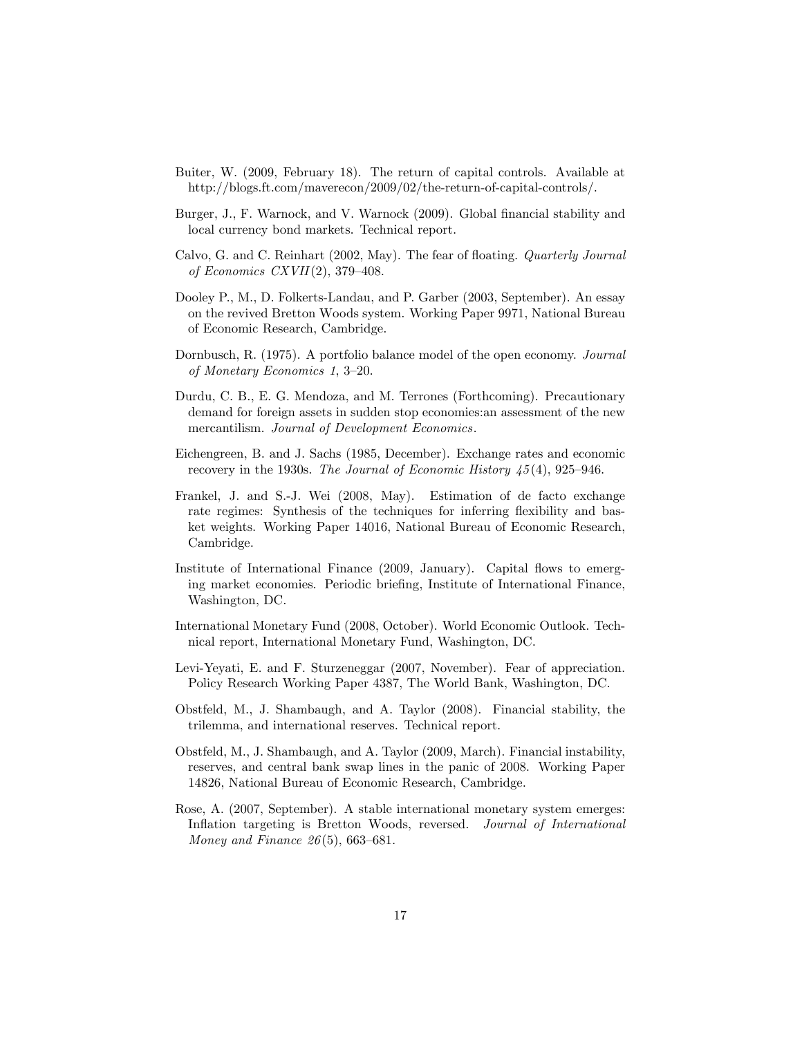Buiter, W. (2009, February 18). The return of capital controls. Available at http://blogs.ft.com/maverecon/2009/02/the-return-of-capital-controls/.

Burger, J., F. Warnock, and V. Warnock (2009). Global financial stability and local currency bond markets. Technical report.

Calvo, G. and C. Reinhart (2002, May). The fear of floating. *Quarterly Journal of Economics CXVII*(2), 379–408.

Dooley P., M., D. Folkerts-Landau, and P. Garber (2003, September). An essay on the revived Bretton Woods system. Working Paper 9971, National Bureau of Economic Research, Cambridge.

Dornbusch, R. (1975). A portfolio balance model of the open economy. *Journal of Monetary Economics 1*, 3–20.

Durdu, C. B., E. G. Mendoza, and M. Terrones (Forthcoming). Precautionary demand for foreign assets in sudden stop economies:an assessment of the new mercantilism. *Journal of Development Economics*.

Eichengreen, B. and J. Sachs (1985, December). Exchange rates and economic recovery in the 1930s. *The Journal of Economic History 45*(4), 925–946.

Frankel, J. and S.-J. Wei (2008, May). Estimation of de facto exchange rate regimes: Synthesis of the techniques for inferring flexibility and basket weights. Working Paper 14016, National Bureau of Economic Research, Cambridge.

Institute of International Finance (2009, January). Capital flows to emerging market economies. Periodic briefing, Institute of International Finance, Washington, DC.

International Monetary Fund (2008, October). World Economic Outlook. Technical report, International Monetary Fund, Washington, DC.

Levi-Yeyati, E. and F. Sturzenegger (2007, November). Fear of appreciation. Policy Research Working Paper 4387, The World Bank, Washington, DC.

Obstfeld, M., J. Shambaugh, and A. Taylor (2008). Financial stability, the trilemma, and international reserves. Technical report.

Obstfeld, M., J. Shambaugh, and A. Taylor (2009, March). Financial instability, reserves, and central bank swap lines in the panic of 2008. Working Paper 14826, National Bureau of Economic Research, Cambridge.

Rose, A. (2007, September). A stable international monetary system emerges: Inflation targeting is Bretton Woods, reversed. *Journal of International Money and Finance 26*(5), 663–681.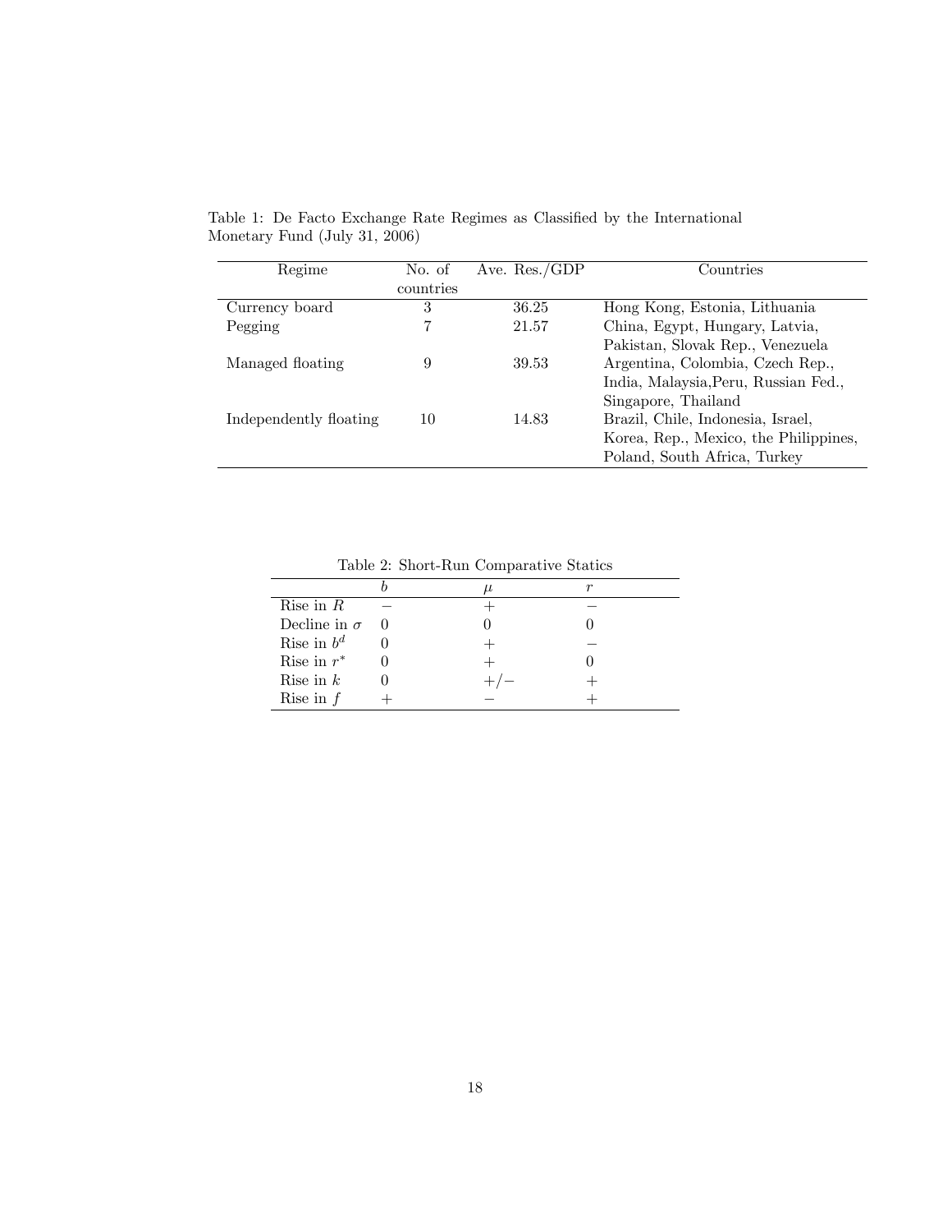Table 1: De Facto Exchange Rate Regimes as Classified by the International Monetary Fund (July 31, 2006)

| Regime | No. of countries | Ave. Res./GDP | Countries |
|---|---|---|---|
| Currency board | 3 | 36.25 | Hong Kong, Estonia, Lithuania |
| Pegging | 7 | 21.57 | China, Egypt, Hungary, Latvia, Pakistan, Slovak Rep., Venezuela |
| Managed floating | 9 | 39.53 | Argentina, Colombia, Czech Rep., India, Malaysia,Peru, Russian Fed., Singapore, Thailand |
| Independently floating | 10 | 14.83 | Brazil, Chile, Indonesia, Israel, Korea, Rep., Mexico, the Philippines, Poland, South Africa, Turkey |

Table 2: Short-Run Comparative Statics

| | $b$ | $\mu$ | $r$ |
|---|---|---|---|
| Rise in $R$ | $-$ | $+$ | $-$ |
| Decline in $\sigma$ | 0 | 0 | 0 |
| Rise in $b^d$ | 0 | $+$ | $-$ |
| Rise in $r^*$ | 0 | $+$ | 0 |
| Rise in $k$ | 0 | $+/-$ | $+$ |
| Rise in $f$ | $+$ | $-$ | $+$ |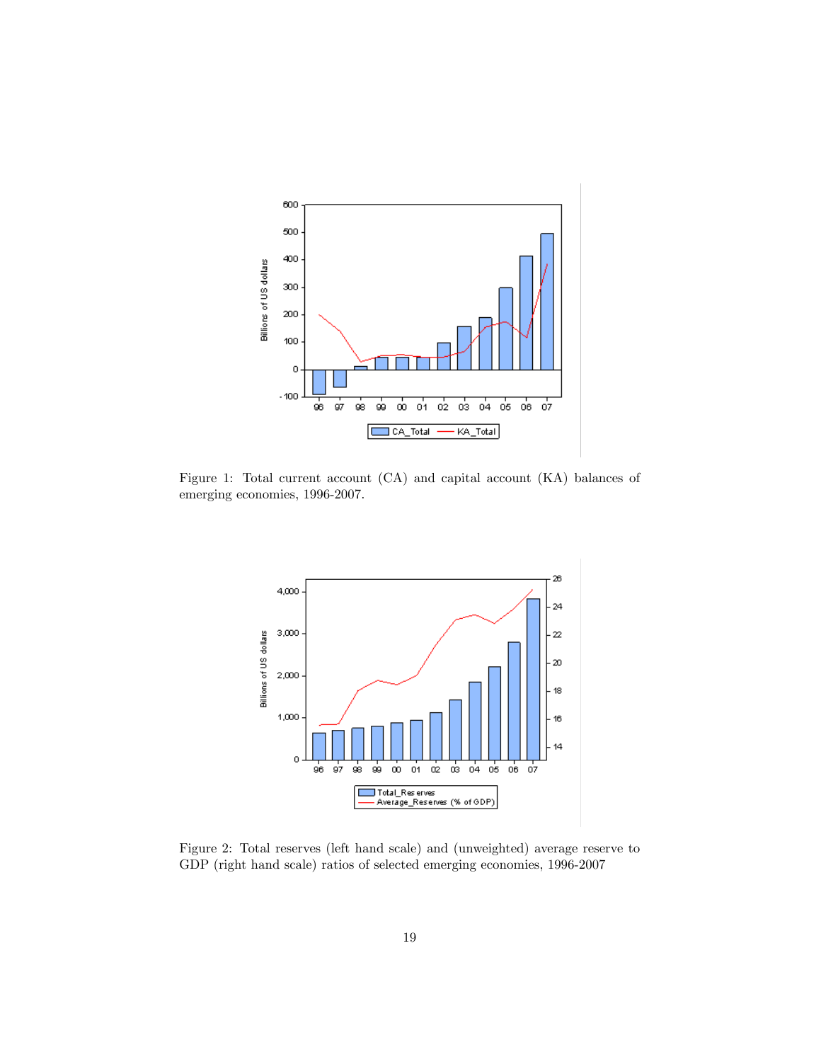Figure 1: Total current account (CA) and capital account (KA) balances of emerging economies, 1996-2007.

Figure 2: Total reserves (left hand scale) and (unweighted) average reserve to GDP (right hand scale) ratios of selected emerging economies, 1996-2007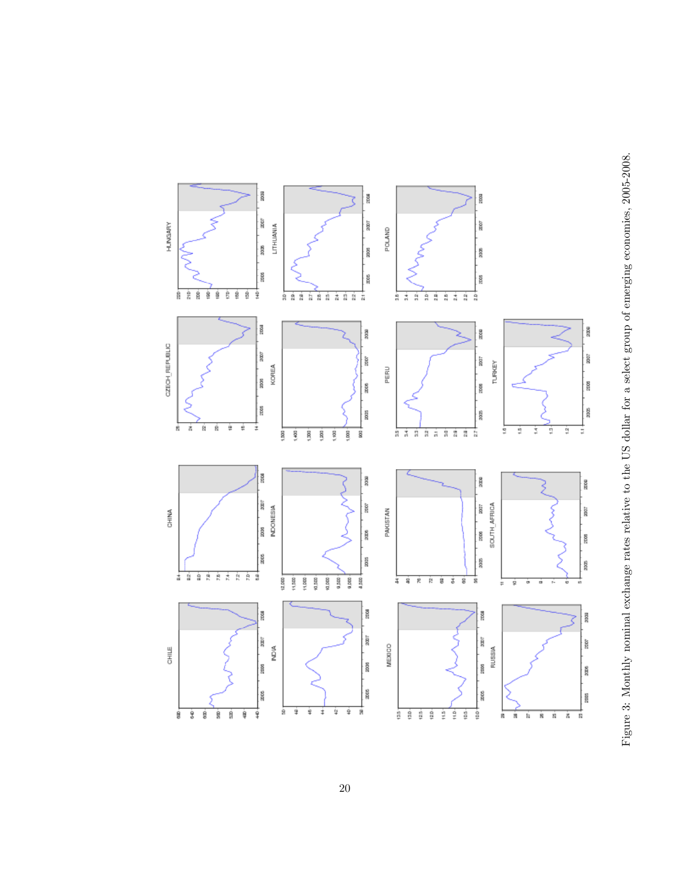Figure 3: Monthly nominal exchange rates relative to the US dollar for a select group of emerging economies, 2005-2008.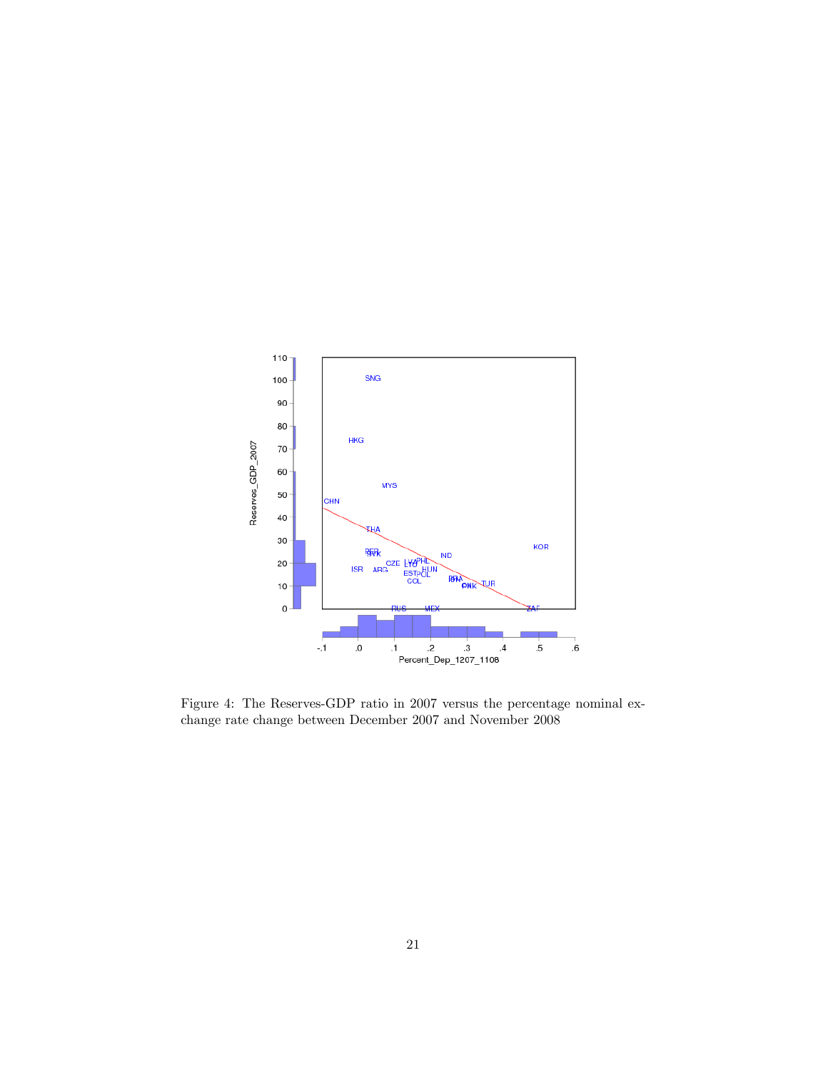Figure 4: The Reserves-GDP ratio in 2007 versus the percentage nominal exchange rate change between December 2007 and November 2008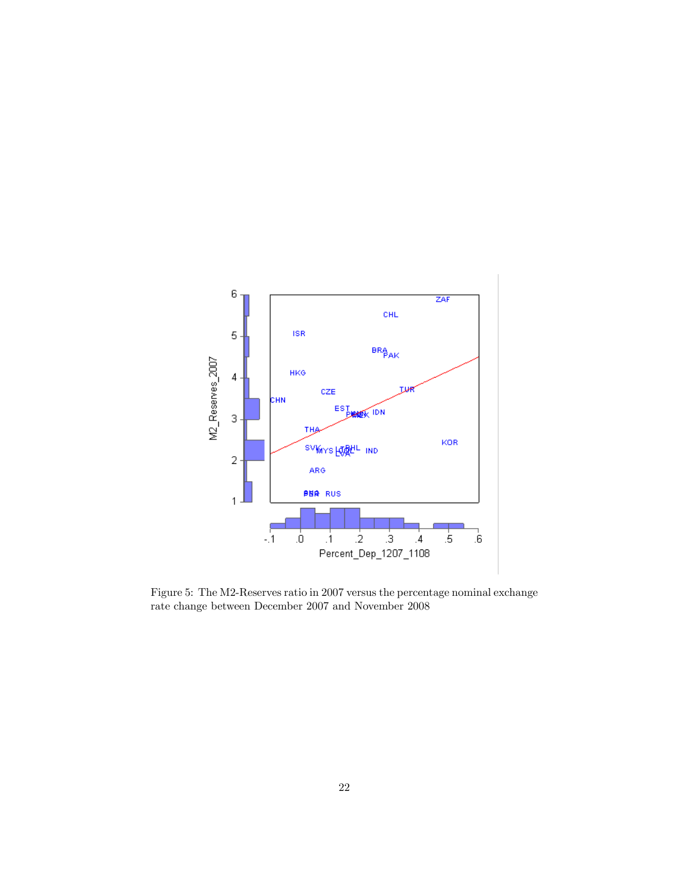Figure 5: The M2-Reserves ratio in 2007 versus the percentage nominal exchange rate change between December 2007 and November 2008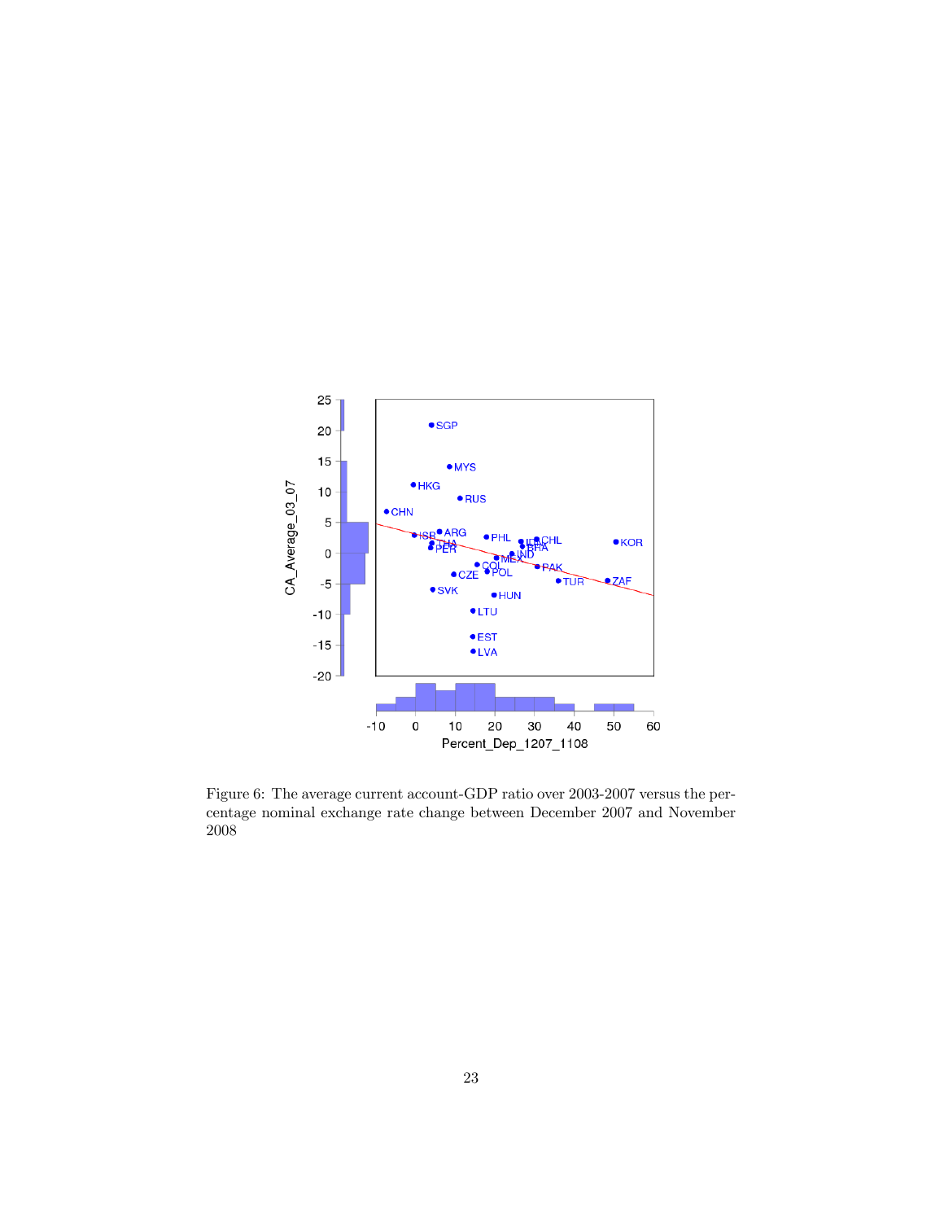Figure 6: The average current account-GDP ratio over 2003-2007 versus the percentage nominal exchange rate change between December 2007 and November 2008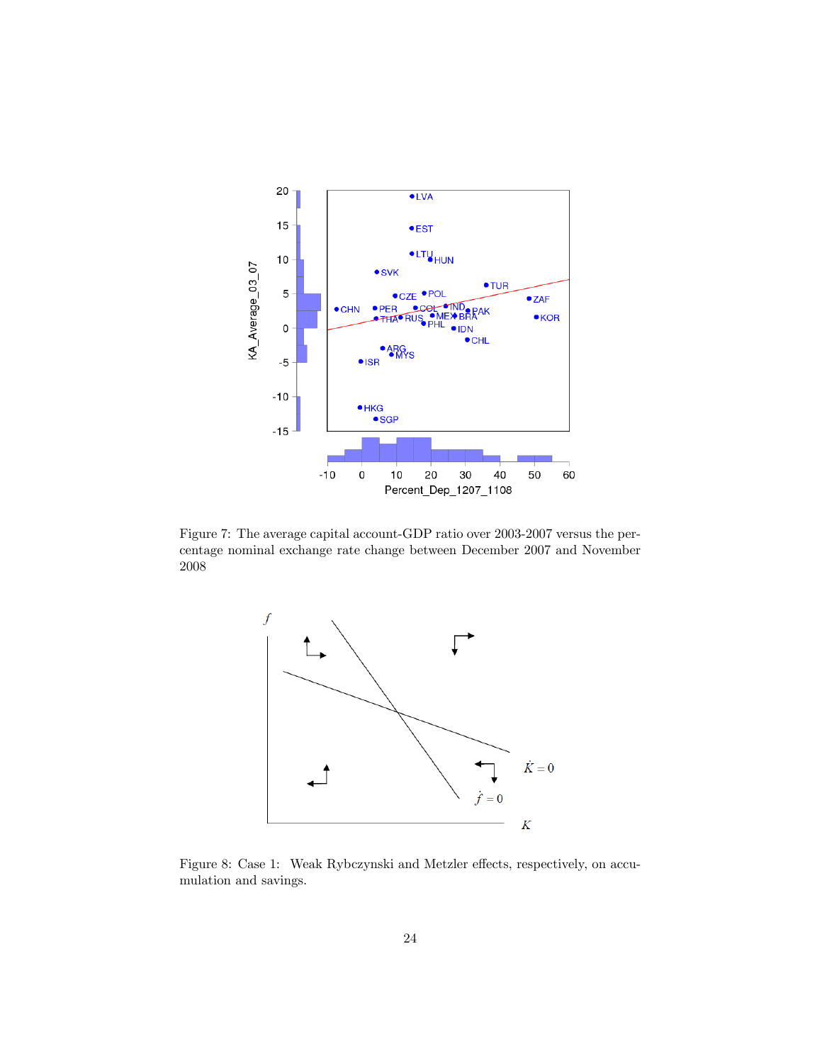Figure 7: The average capital account-GDP ratio over 2003-2007 versus the percentage nominal exchange rate change between December 2007 and November 2008

Figure 8: Case 1: Weak Rybczynski and Metzler effects, respectively, on accumulation and savings.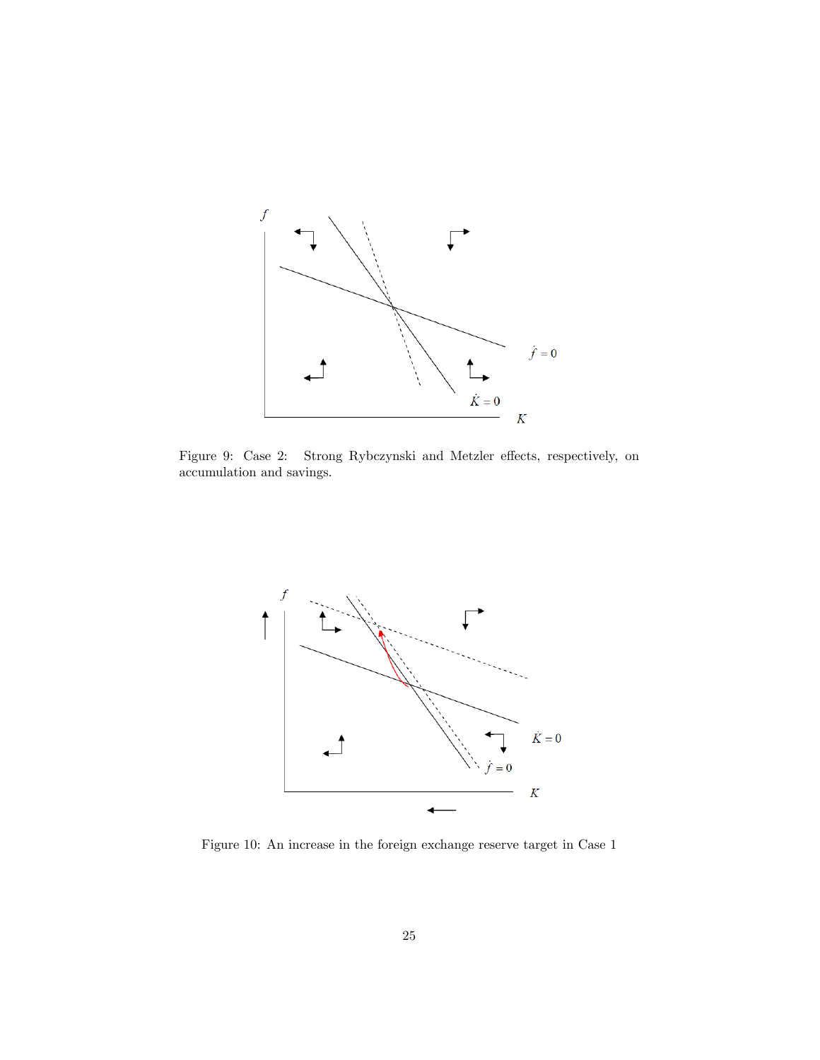Figure 9: Case 2: Strong Rybczynski and Metzler effects, respectively, on accumulation and savings.

Figure 10: An increase in the foreign exchange reserve target in Case 1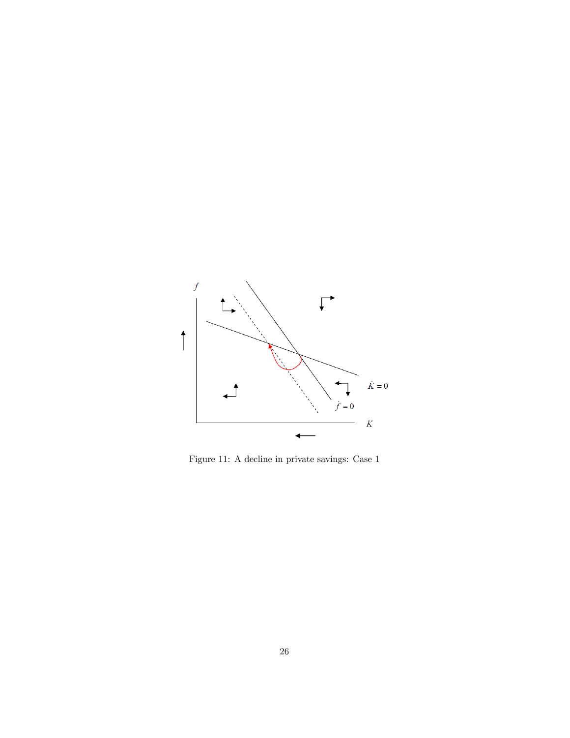$f$

$\dot{K} = 0$

$\dot{f} = 0$

$K$

Figure 11: A decline in private savings: Case 1